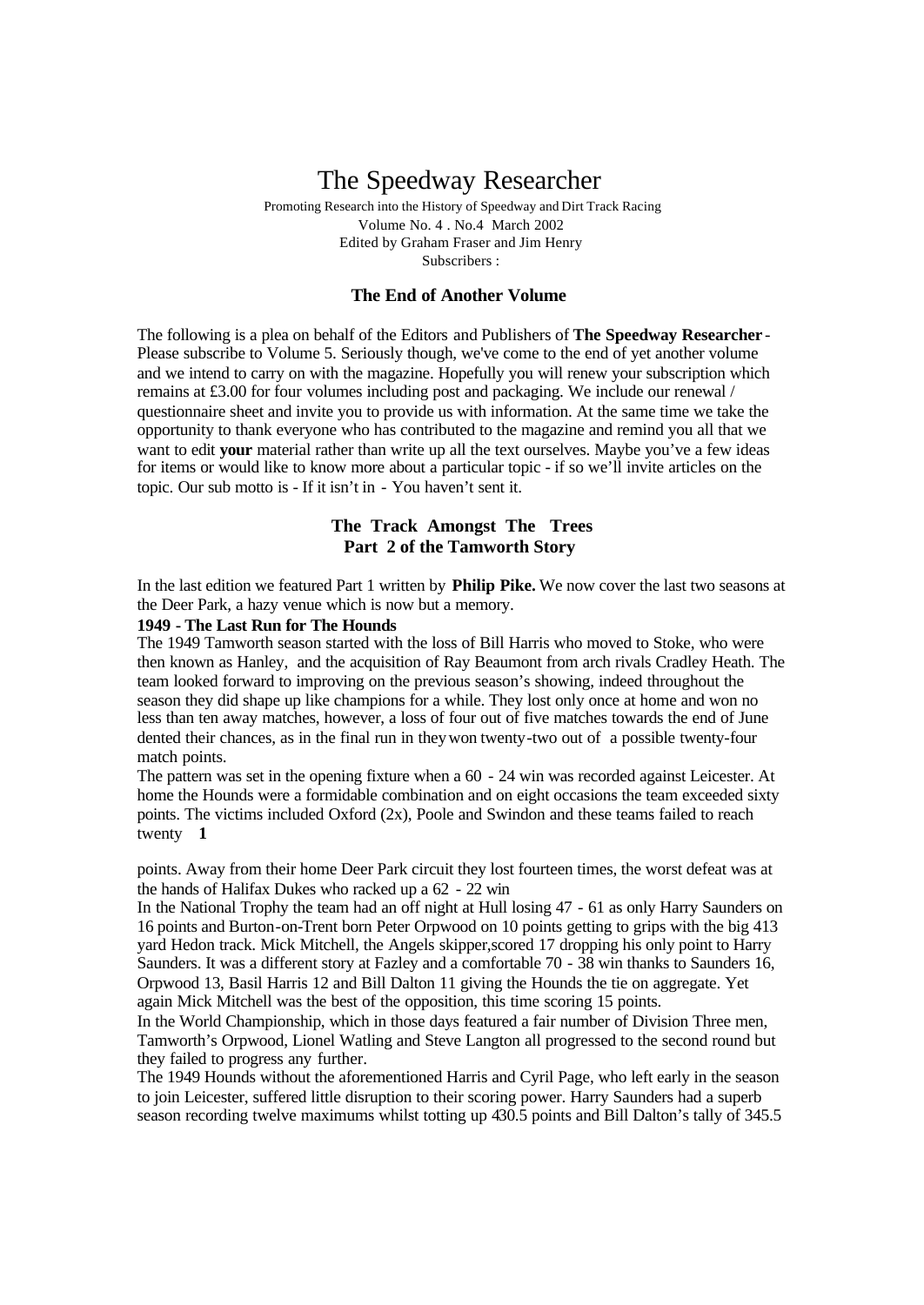# The Speedway Researcher

Promoting Research into the History of Speedway and Dirt Track Racing
Volume No. 4 . No.4 March 2002
Edited by Graham Fraser and Jim Henry
Subscribers :

## The End of Another Volume

The following is a plea on behalf of the Editors and Publishers of **The Speedway Researcher** - Please subscribe to Volume 5. Seriously though, we've come to the end of yet another volume and we intend to carry on with the magazine. Hopefully you will renew your subscription which remains at £3.00 for four volumes including post and packaging. We include our renewal / questionnaire sheet and invite you to provide us with information. At the same time we take the opportunity to thank everyone who has contributed to the magazine and remind you all that we want to edit **your** material rather than write up all the text ourselves. Maybe you've a few ideas for items or would like to know more about a particular topic - if so we'll invite articles on the topic. Our sub motto is - If it isn't in - You haven't sent it.

## The Track Amongst The Trees
## Part 2 of the Tamworth Story

In the last edition we featured Part 1 written by **Philip Pike.** We now cover the last two seasons at the Deer Park, a hazy venue which is now but a memory.

**1949 - The Last Run for The Hounds**

The 1949 Tamworth season started with the loss of Bill Harris who moved to Stoke, who were then known as Hanley, and the acquisition of Ray Beaumont from arch rivals Cradley Heath. The team looked forward to improving on the previous season's showing, indeed throughout the season they did shape up like champions for a while. They lost only once at home and won no less than ten away matches, however, a loss of four out of five matches towards the end of June dented their chances, as in the final run in they won twenty-two out of a possible twenty-four match points.

The pattern was set in the opening fixture when a 60 - 24 win was recorded against Leicester. At home the Hounds were a formidable combination and on eight occasions the team exceeded sixty points. The victims included Oxford (2x), Poole and Swindon and these teams failed to reach twenty points. Away from their home Deer Park circuit they lost fourteen times, the worst defeat was at the hands of Halifax Dukes who racked up a 62 - 22 win

In the National Trophy the team had an off night at Hull losing 47 - 61 as only Harry Saunders on 16 points and Burton-on-Trent born Peter Orpwood on 10 points getting to grips with the big 413 yard Hedon track. Mick Mitchell, the Angels skipper,scored 17 dropping his only point to Harry Saunders. It was a different story at Fazley and a comfortable 70 - 38 win thanks to Saunders 16, Orpwood 13, Basil Harris 12 and Bill Dalton 11 giving the Hounds the tie on aggregate. Yet again Mick Mitchell was the best of the opposition, this time scoring 15 points.

In the World Championship, which in those days featured a fair number of Division Three men, Tamworth's Orpwood, Lionel Watling and Steve Langton all progressed to the second round but they failed to progress any further.

The 1949 Hounds without the aforementioned Harris and Cyril Page, who left early in the season to join Leicester, suffered little disruption to their scoring power. Harry Saunders had a superb season recording twelve maximums whilst totting up 430.5 points and Bill Dalton's tally of 345.5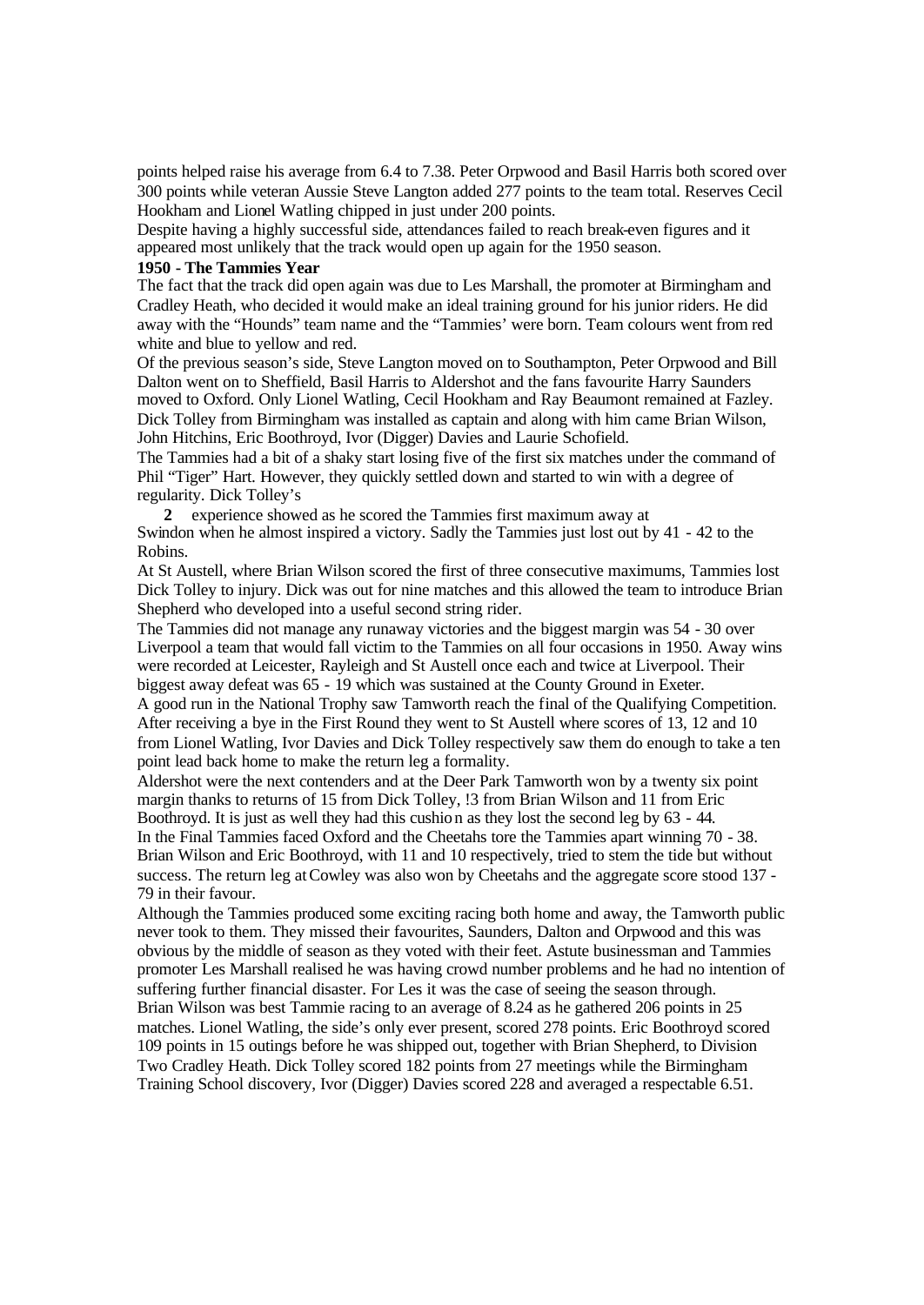points helped raise his average from 6.4 to 7.38. Peter Orpwood and Basil Harris both scored over 300 points while veteran Aussie Steve Langton added 277 points to the team total. Reserves Cecil Hookham and Lionel Watling chipped in just under 200 points.

Despite having a highly successful side, attendances failed to reach break-even figures and it appeared most unlikely that the track would open up again for the 1950 season.

**1950 - The Tammies Year**

The fact that the track did open again was due to Les Marshall, the promoter at Birmingham and Cradley Heath, who decided it would make an ideal training ground for his junior riders. He did away with the "Hounds" team name and the "Tammies' were born. Team colours went from red white and blue to yellow and red.

Of the previous season's side, Steve Langton moved on to Southampton, Peter Orpwood and Bill Dalton went on to Sheffield, Basil Harris to Aldershot and the fans favourite Harry Saunders moved to Oxford. Only Lionel Watling, Cecil Hookham and Ray Beaumont remained at Fazley. Dick Tolley from Birmingham was installed as captain and along with him came Brian Wilson, John Hitchins, Eric Boothroyd, Ivor (Digger) Davies and Laurie Schofield.

The Tammies had a bit of a shaky start losing five of the first six matches under the command of Phil "Tiger" Hart. However, they quickly settled down and started to win with a degree of regularity. Dick Tolley's experience showed as he scored the Tammies first maximum away at Swindon when he almost inspired a victory. Sadly the Tammies just lost out by 41 - 42 to the Robins.

At St Austell, where Brian Wilson scored the first of three consecutive maximums, Tammies lost Dick Tolley to injury. Dick was out for nine matches and this allowed the team to introduce Brian Shepherd who developed into a useful second string rider.

The Tammies did not manage any runaway victories and the biggest margin was 54 - 30 over Liverpool a team that would fall victim to the Tammies on all four occasions in 1950. Away wins were recorded at Leicester, Rayleigh and St Austell once each and twice at Liverpool. Their biggest away defeat was 65 - 19 which was sustained at the County Ground in Exeter.

A good run in the National Trophy saw Tamworth reach the final of the Qualifying Competition. After receiving a bye in the First Round they went to St Austell where scores of 13, 12 and 10 from Lionel Watling, Ivor Davies and Dick Tolley respectively saw them do enough to take a ten point lead back home to make the return leg a formality.

Aldershot were the next contenders and at the Deer Park Tamworth won by a twenty six point margin thanks to returns of 15 from Dick Tolley, !3 from Brian Wilson and 11 from Eric Boothroyd. It is just as well they had this cushion as they lost the second leg by 63 - 44.

In the Final Tammies faced Oxford and the Cheetahs tore the Tammies apart winning 70 - 38. Brian Wilson and Eric Boothroyd, with 11 and 10 respectively, tried to stem the tide but without success. The return leg at Cowley was also won by Cheetahs and the aggregate score stood 137 - 79 in their favour.

Although the Tammies produced some exciting racing both home and away, the Tamworth public never took to them. They missed their favourites, Saunders, Dalton and Orpwood and this was obvious by the middle of season as they voted with their feet. Astute businessman and Tammies promoter Les Marshall realised he was having crowd number problems and he had no intention of suffering further financial disaster. For Les it was the case of seeing the season through.

Brian Wilson was best Tammie racing to an average of 8.24 as he gathered 206 points in 25 matches. Lionel Watling, the side's only ever present, scored 278 points. Eric Boothroyd scored 109 points in 15 outings before he was shipped out, together with Brian Shepherd, to Division Two Cradley Heath. Dick Tolley scored 182 points from 27 meetings while the Birmingham Training School discovery, Ivor (Digger) Davies scored 228 and averaged a respectable 6.51.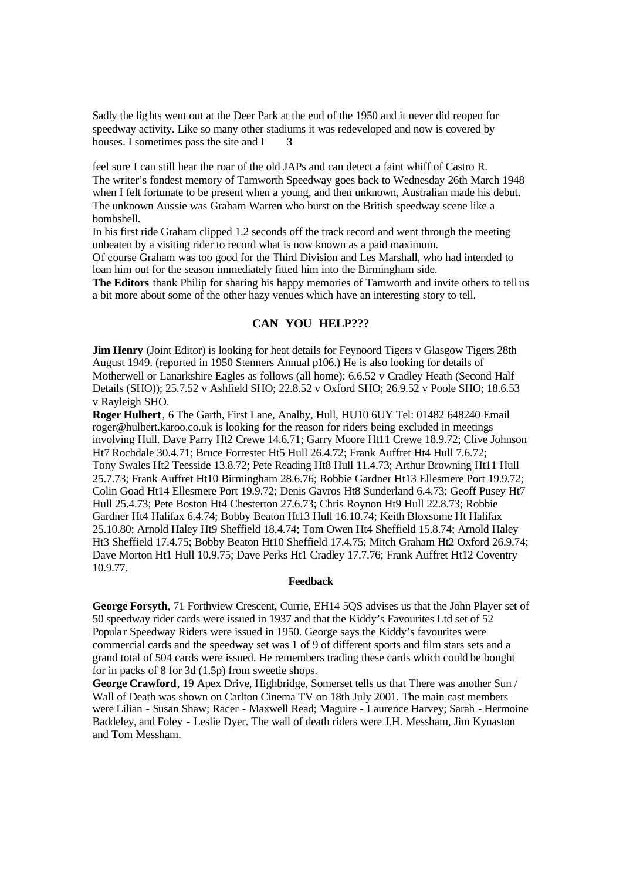Sadly the lights went out at the Deer Park at the end of the 1950 and it never did reopen for speedway activity. Like so many other stadiums it was redeveloped and now is covered by houses. I sometimes pass the site and I feel sure I can still hear the roar of the old JAPs and can detect a faint whiff of Castro R.

The writer's fondest memory of Tamworth Speedway goes back to Wednesday 26th March 1948 when I felt fortunate to be present when a young, and then unknown, Australian made his debut. The unknown Aussie was Graham Warren who burst on the British speedway scene like a bombshell.

In his first ride Graham clipped 1.2 seconds off the track record and went through the meeting unbeaten by a visiting rider to record what is now known as a paid maximum.

Of course Graham was too good for the Third Division and Les Marshall, who had intended to loan him out for the season immediately fitted him into the Birmingham side.

**The Editors** thank Philip for sharing his happy memories of Tamworth and invite others to tell us a bit more about some of the other hazy venues which have an interesting story to tell.

## CAN YOU HELP???

**Jim Henry** (Joint Editor) is looking for heat details for Feynoord Tigers v Glasgow Tigers 28th August 1949. (reported in 1950 Stenners Annual p106.) He is also looking for details of Motherwell or Lanarkshire Eagles as follows (all home): 6.6.52 v Cradley Heath (Second Half Details (SHO)); 25.7.52 v Ashfield SHO; 22.8.52 v Oxford SHO; 26.9.52 v Poole SHO; 18.6.53 v Rayleigh SHO.

**Roger Hulbert**, 6 The Garth, First Lane, Analby, Hull, HU10 6UY Tel: 01482 648240 Email roger@hulbert.karoo.co.uk is looking for the reason for riders being excluded in meetings involving Hull. Dave Parry Ht2 Crewe 14.6.71; Garry Moore Ht11 Crewe 18.9.72; Clive Johnson Ht7 Rochdale 30.4.71; Bruce Forrester Ht5 Hull 26.4.72; Frank Auffret Ht4 Hull 7.6.72; Tony Swales Ht2 Teesside 13.8.72; Pete Reading Ht8 Hull 11.4.73; Arthur Browning Ht11 Hull 25.7.73; Frank Auffret Ht10 Birmingham 28.6.76; Robbie Gardner Ht13 Ellesmere Port 19.9.72; Colin Goad Ht14 Ellesmere Port 19.9.72; Denis Gavros Ht8 Sunderland 6.4.73; Geoff Pusey Ht7 Hull 25.4.73; Pete Boston Ht4 Chesterton 27.6.73; Chris Roynon Ht9 Hull 22.8.73; Robbie Gardner Ht4 Halifax 6.4.74; Bobby Beaton Ht13 Hull 16.10.74; Keith Bloxsome Ht Halifax 25.10.80; Arnold Haley Ht9 Sheffield 18.4.74; Tom Owen Ht4 Sheffield 15.8.74; Arnold Haley Ht3 Sheffield 17.4.75; Bobby Beaton Ht10 Sheffield 17.4.75; Mitch Graham Ht2 Oxford 26.9.74; Dave Morton Ht1 Hull 10.9.75; Dave Perks Ht1 Cradley 17.7.76; Frank Auffret Ht12 Coventry 10.9.77.

### Feedback

**George Forsyth**, 71 Forthview Crescent, Currie, EH14 5QS advises us that the John Player set of 50 speedway rider cards were issued in 1937 and that the Kiddy's Favourites Ltd set of 52 Popular Speedway Riders were issued in 1950. George says the Kiddy's favourites were commercial cards and the speedway set was 1 of 9 of different sports and film stars sets and a grand total of 504 cards were issued. He remembers trading these cards which could be bought for in packs of 8 for 3d (1.5p) from sweetie shops.

**George Crawford**, 19 Apex Drive, Highbridge, Somerset tells us that There was another Sun / Wall of Death was shown on Carlton Cinema TV on 18th July 2001. The main cast members were Lilian - Susan Shaw; Racer - Maxwell Read; Maguire - Laurence Harvey; Sarah - Hermoine Baddeley, and Foley - Leslie Dyer. The wall of death riders were J.H. Messham, Jim Kynaston and Tom Messham.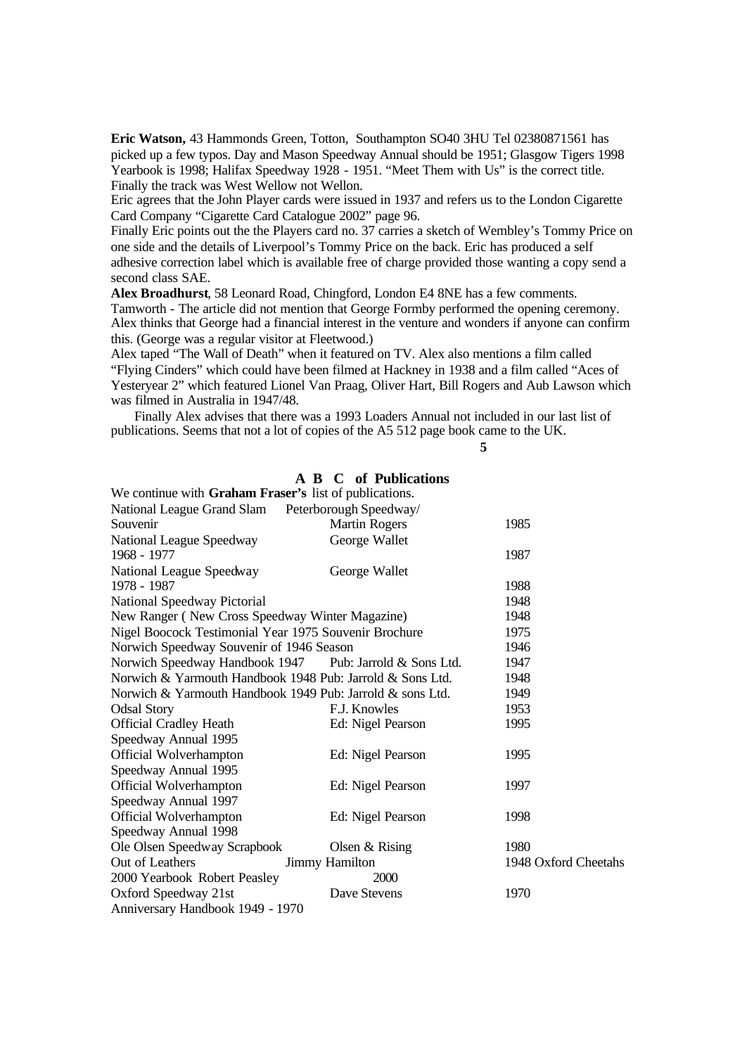**Eric Watson,** 43 Hammonds Green, Totton, Southampton SO40 3HU Tel 02380871561 has picked up a few typos. Day and Mason Speedway Annual should be 1951; Glasgow Tigers 1998 Yearbook is 1998; Halifax Speedway 1928 - 1951. "Meet Them with Us" is the correct title. Finally the track was West Wellow not Wellon.

Eric agrees that the John Player cards were issued in 1937 and refers us to the London Cigarette Card Company "Cigarette Card Catalogue 2002" page 96.

Finally Eric points out the the Players card no. 37 carries a sketch of Wembley's Tommy Price on one side and the details of Liverpool's Tommy Price on the back. Eric has produced a self adhesive correction label which is available free of charge provided those wanting a copy send a second class SAE.

**Alex Broadhurst**, 58 Leonard Road, Chingford, London E4 8NE has a few comments.

Tamworth - The article did not mention that George Formby performed the opening ceremony. Alex thinks that George had a financial interest in the venture and wonders if anyone can confirm this. (George was a regular visitor at Fleetwood.)

Alex taped "The Wall of Death" when it featured on TV. Alex also mentions a film called "Flying Cinders" which could have been filmed at Hackney in 1938 and a film called "Aces of Yesteryear 2" which featured Lionel Van Praag, Oliver Hart, Bill Rogers and Aub Lawson which was filmed in Australia in 1947/48.

Finally Alex advises that there was a 1993 Loaders Annual not included in our last list of publications. Seems that not a lot of copies of the A5 512 page book came to the UK.

## A B C of Publications

We continue with **Graham Fraser's** list of publications.

| Title | Author/Publisher | Year |
|---|---|---|
| National League Grand Slam Souvenir | Peterborough Speedway/ Martin Rogers | 1985 |
| National League Speedway 1968 - 1977 | George Wallet | 1987 |
| National League Speedway 1978 - 1987 | George Wallet | 1988 |
| National Speedway Pictorial | | 1948 |
| New Ranger ( New Cross Speedway Winter Magazine) | | 1948 |
| Nigel Boocock Testimonial Year 1975 Souvenir Brochure | | 1975 |
| Norwich Speedway Souvenir of 1946 Season | | 1946 |
| Norwich Speedway Handbook 1947 | Pub: Jarrold & Sons Ltd. | 1947 |
| Norwich & Yarmouth Handbook 1948 | Pub: Jarrold & Sons Ltd. | 1948 |
| Norwich & Yarmouth Handbook 1949 | Pub: Jarrold & sons Ltd. | 1949 |
| Odsal Story | F.J. Knowles | 1953 |
| Official Cradley Heath Speedway Annual 1995 | Ed: Nigel Pearson | 1995 |
| Official Wolverhampton Speedway Annual 1995 | Ed: Nigel Pearson | 1995 |
| Official Wolverhampton Speedway Annual 1997 | Ed: Nigel Pearson | 1997 |
| Official Wolverhampton Speedway Annual 1998 | Ed: Nigel Pearson | 1998 |
| Ole Olsen Speedway Scrapbook | Olsen & Rising | 1980 |
| Out of Leathers | Jimmy Hamilton | 1948 |
| Oxford Cheetahs 2000 Yearbook | Robert Peasley | 2000 |
| Oxford Speedway 21st Anniversary Handbook 1949 - 1970 | Dave Stevens | 1970 |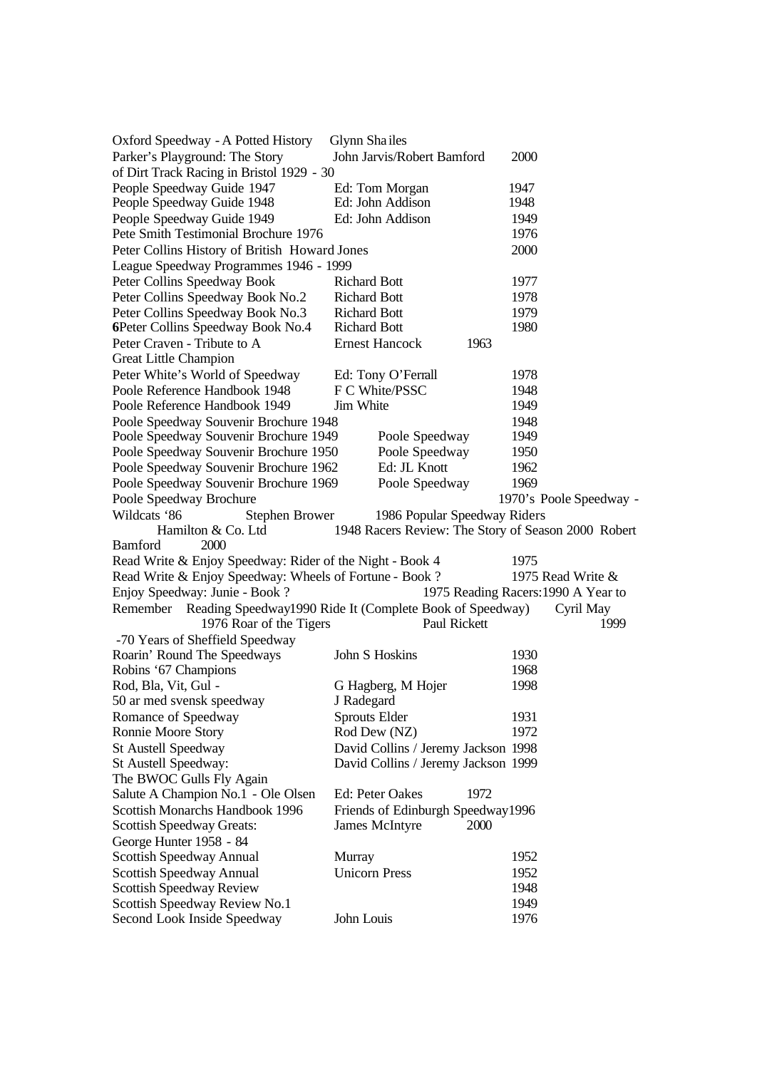| Title | Author/Editor | Year |
| --- | --- | --- |
| Oxford Speedway - A Potted History | Glynn Shailes | |
| Parker's Playground: The Story of Dirt Track Racing in Bristol 1929 - 30 | John Jarvis/Robert Bamford | 2000 |
| People Speedway Guide 1947 | Ed: Tom Morgan | 1947 |
| People Speedway Guide 1948 | Ed: John Addison | 1948 |
| People Speedway Guide 1949 | Ed: John Addison | 1949 |
| Pete Smith Testimonial Brochure 1976 | | 1976 |
| Peter Collins History of British League Speedway Programmes 1946 - 1999 | Howard Jones | 2000 |
| Peter Collins Speedway Book | Richard Bott | 1977 |
| Peter Collins Speedway Book No.2 | Richard Bott | 1978 |
| Peter Collins Speedway Book No.3 | Richard Bott | 1979 |
| **6**Peter Collins Speedway Book No.4 | Richard Bott | 1980 |
| Peter Craven - Tribute to A Great Little Champion | Ernest Hancock | 1963 |
| Peter White's World of Speedway | Ed: Tony O'Ferrall | 1978 |
| Poole Reference Handbook 1948 | F C White/PSSC | 1948 |
| Poole Reference Handbook 1949 | Jim White | 1949 |
| Poole Speedway Souvenir Brochure 1948 | | 1948 |
| Poole Speedway Souvenir Brochure 1949 | Poole Speedway | 1949 |
| Poole Speedway Souvenir Brochure 1950 | Poole Speedway | 1950 |
| Poole Speedway Souvenir Brochure 1962 | Ed: JL Knott | 1962 |
| Poole Speedway Souvenir Brochure 1969 | Poole Speedway | 1969 |
| Poole Speedway Brochure | Poole Speedway | 1970's |
| Poole Speedway - Wildcats '86 | Stephen Brower | 1986 |
| Popular Speedway Riders | Hamilton & Co. Ltd | 1948 |
| Racers Review: The Story of Season 2000 | Robert Bamford | 2000 |
| Read Write & Enjoy Speedway: Rider of the Night - Book 4 | | 1975 |
| Read Write & Enjoy Speedway: Wheels of Fortune - Book ? | | 1975 |
| Read Write & Enjoy Speedway: Junie - Book ? | | 1975 |
| Reading Racers:1990 A Year to Remember | Reading Speedway | 1990 |
| Ride It (Complete Book of Speedway) | Cyril May | 1976 |
| Roar of the Tigers -70 Years of Sheffield Speedway | Paul Rickett | 1999 |
| Roarin' Round The Speedways | John S Hoskins | 1930 |
| Robins '67 Champions | | 1968 |
| Rod, Bla, Vit, Gul - 50 ar med svensk speedway | G Hagberg, M Hojer J Radegard | 1998 |
| Romance of Speedway | Sprouts Elder | 1931 |
| Ronnie Moore Story | Rod Dew (NZ) | 1972 |
| St Austell Speedway | David Collins / Jeremy Jackson | 1998 |
| St Austell Speedway: The BWOC Gulls Fly Again | David Collins / Jeremy Jackson | 1999 |
| Salute A Champion No.1 - Ole Olsen | Ed: Peter Oakes | 1972 |
| Scottish Monarchs Handbook 1996 | Friends of Edinburgh Speedway | 1996 |
| Scottish Speedway Greats: George Hunter 1958 - 84 | James McIntyre | 2000 |
| Scottish Speedway Annual | Murray | 1952 |
| Scottish Speedway Annual | Unicorn Press | 1952 |
| Scottish Speedway Review | | 1948 |
| Scottish Speedway Review No.1 | | 1949 |
| Second Look Inside Speedway | John Louis | 1976 |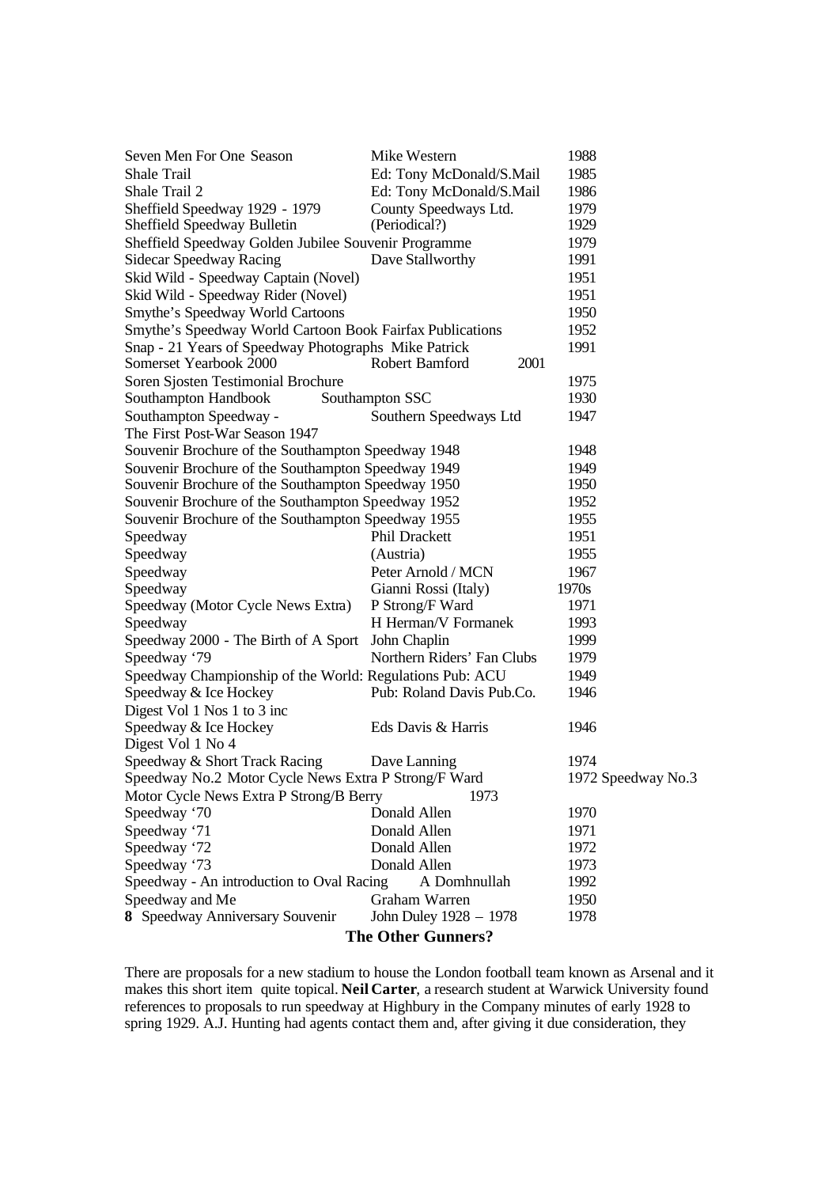| | | |
|---|---|---|
| Seven Men For One Season | Mike Western | 1988 |
| Shale Trail | Ed: Tony McDonald/S.Mail | 1985 |
| Shale Trail 2 | Ed: Tony McDonald/S.Mail | 1986 |
| Sheffield Speedway 1929 - 1979 | County Speedways Ltd. | 1979 |
| Sheffield Speedway Bulletin | (Periodical?) | 1929 |
| Sheffield Speedway Golden Jubilee Souvenir Programme | | 1979 |
| Sidecar Speedway Racing | Dave Stallworthy | 1991 |
| Skid Wild - Speedway Captain (Novel) | | 1951 |
| Skid Wild - Speedway Rider (Novel) | | 1951 |
| Smythe's Speedway World Cartoons | | 1950 |
| Smythe's Speedway World Cartoon Book Fairfax Publications | | 1952 |
| Snap - 21 Years of Speedway Photographs Mike Patrick | | 1991 |
| Somerset Yearbook 2000 | Robert Bamford 2001 | |
| Soren Sjosten Testimonial Brochure | | 1975 |
| Southampton Handbook | Southampton SSC | 1930 |
| Southampton Speedway - The First Post-War Season 1947 | Southern Speedways Ltd | 1947 |
| Souvenir Brochure of the Southampton Speedway 1948 | | 1948 |
| Souvenir Brochure of the Southampton Speedway 1949 | | 1949 |
| Souvenir Brochure of the Southampton Speedway 1950 | | 1950 |
| Souvenir Brochure of the Southampton Speedway 1952 | | 1952 |
| Souvenir Brochure of the Southampton Speedway 1955 | | 1955 |
| Speedway | Phil Drackett | 1951 |
| Speedway | (Austria) | 1955 |
| Speedway | Peter Arnold / MCN | 1967 |
| Speedway | Gianni Rossi (Italy) | 1970s |
| Speedway (Motor Cycle News Extra) | P Strong/F Ward | 1971 |
| Speedway | H Herman/V Formanek | 1993 |
| Speedway 2000 - The Birth of A Sport | John Chaplin | 1999 |
| Speedway '79 | Northern Riders' Fan Clubs | 1979 |
| Speedway Championship of the World: Regulations Pub: ACU | | 1949 |
| Speedway & Ice Hockey Digest Vol 1 Nos 1 to 3 inc | Pub: Roland Davis Pub.Co. | 1946 |
| Speedway & Ice Hockey Digest Vol 1 No 4 | Eds Davis & Harris | 1946 |
| Speedway & Short Track Racing | Dave Lanning | 1974 |
| Speedway No.2 Motor Cycle News Extra P Strong/F Ward | | 1972 |
| Speedway No.3 Motor Cycle News Extra P Strong/B Berry | | 1973 |
| Speedway '70 | Donald Allen | 1970 |
| Speedway '71 | Donald Allen | 1971 |
| Speedway '72 | Donald Allen | 1972 |
| Speedway '73 | Donald Allen | 1973 |
| Speedway - An introduction to Oval Racing | A Domhnullah | 1992 |
| Speedway and Me | Graham Warren | 1950 |
| Speedway Anniversary Souvenir | John Duley 1928 – 1978 | 1978 |

## The Other Gunners?

There are proposals for a new stadium to house the London football team known as Arsenal and it makes this short item quite topical. **Neil Carter**, a research student at Warwick University found references to proposals to run speedway at Highbury in the Company minutes of early 1928 to spring 1929. A.J. Hunting had agents contact them and, after giving it due consideration, they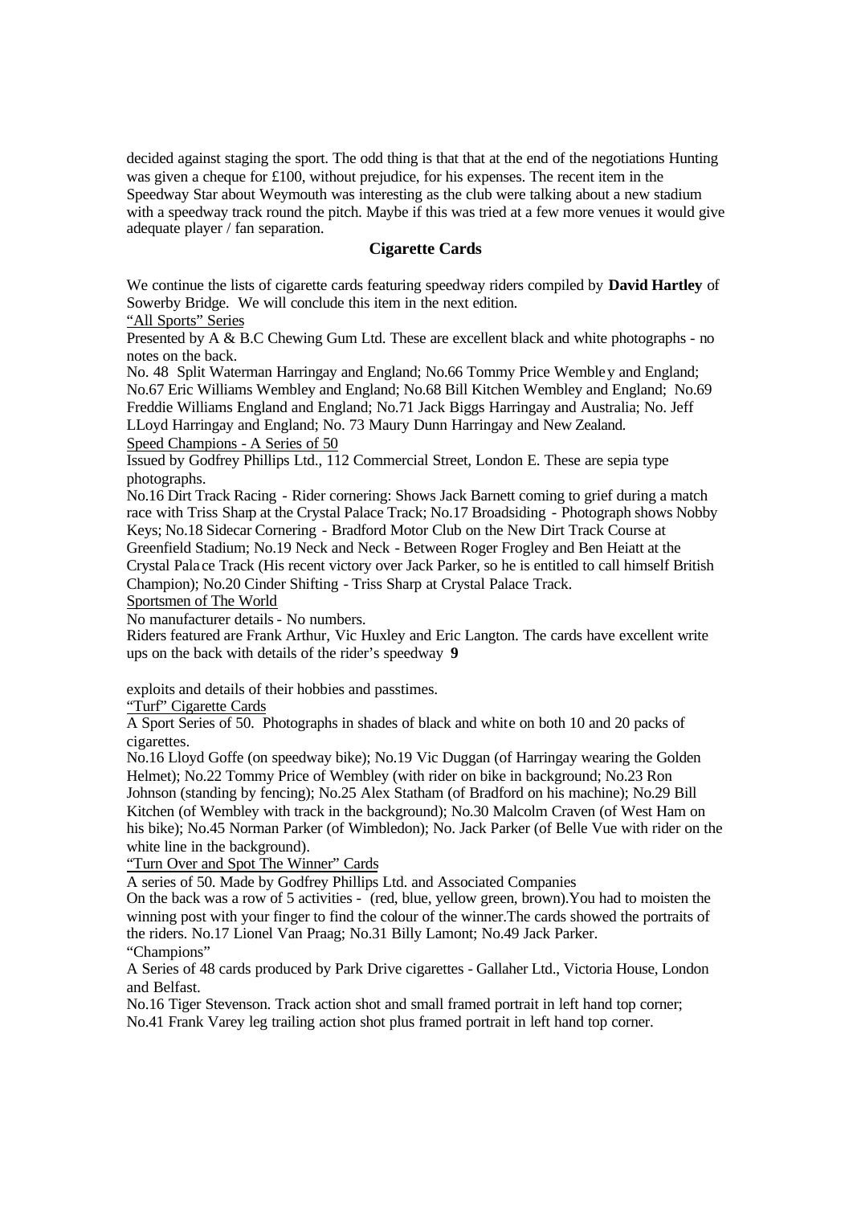decided against staging the sport. The odd thing is that that at the end of the negotiations Hunting was given a cheque for £100, without prejudice, for his expenses. The recent item in the Speedway Star about Weymouth was interesting as the club were talking about a new stadium with a speedway track round the pitch. Maybe if this was tried at a few more venues it would give adequate player / fan separation.

## Cigarette Cards

We continue the lists of cigarette cards featuring speedway riders compiled by **David Hartley** of Sowerby Bridge. We will conclude this item in the next edition.

<u>"All Sports" Series</u>

Presented by A & B.C Chewing Gum Ltd. These are excellent black and white photographs - no notes on the back.

No. 48 Split Waterman Harringay and England; No.66 Tommy Price Wembley and England; No.67 Eric Williams Wembley and England; No.68 Bill Kitchen Wembley and England; No.69 Freddie Williams England and England; No.71 Jack Biggs Harringay and Australia; No. Jeff LLoyd Harringay and England; No. 73 Maury Dunn Harringay and New Zealand.

<u>Speed Champions - A Series of 50</u>

Issued by Godfrey Phillips Ltd., 112 Commercial Street, London E. These are sepia type photographs.

No.16 Dirt Track Racing - Rider cornering: Shows Jack Barnett coming to grief during a match race with Triss Sharp at the Crystal Palace Track; No.17 Broadsiding - Photograph shows Nobby Keys; No.18 Sidecar Cornering - Bradford Motor Club on the New Dirt Track Course at Greenfield Stadium; No.19 Neck and Neck - Between Roger Frogley and Ben Heiatt at the Crystal Palace Track (His recent victory over Jack Parker, so he is entitled to call himself British Champion); No.20 Cinder Shifting - Triss Sharp at Crystal Palace Track.

<u>Sportsmen of The World</u>

No manufacturer details - No numbers.

Riders featured are Frank Arthur, Vic Huxley and Eric Langton. The cards have excellent write ups on the back with details of the rider's speedway exploits and details of their hobbies and passtimes.

<u>"Turf" Cigarette Cards</u>

A Sport Series of 50. Photographs in shades of black and white on both 10 and 20 packs of cigarettes.

No.16 Lloyd Goffe (on speedway bike); No.19 Vic Duggan (of Harringay wearing the Golden Helmet); No.22 Tommy Price of Wembley (with rider on bike in background; No.23 Ron Johnson (standing by fencing); No.25 Alex Statham (of Bradford on his machine); No.29 Bill Kitchen (of Wembley with track in the background); No.30 Malcolm Craven (of West Ham on his bike); No.45 Norman Parker (of Wimbledon); No. Jack Parker (of Belle Vue with rider on the white line in the background).

<u>"Turn Over and Spot The Winner" Cards</u>

A series of 50. Made by Godfrey Phillips Ltd. and Associated Companies

On the back was a row of 5 activities - (red, blue, yellow green, brown).You had to moisten the winning post with your finger to find the colour of the winner.The cards showed the portraits of the riders. No.17 Lionel Van Praag; No.31 Billy Lamont; No.49 Jack Parker.

"Champions"

A Series of 48 cards produced by Park Drive cigarettes - Gallaher Ltd., Victoria House, London and Belfast.

No.16 Tiger Stevenson. Track action shot and small framed portrait in left hand top corner; No.41 Frank Varey leg trailing action shot plus framed portrait in left hand top corner.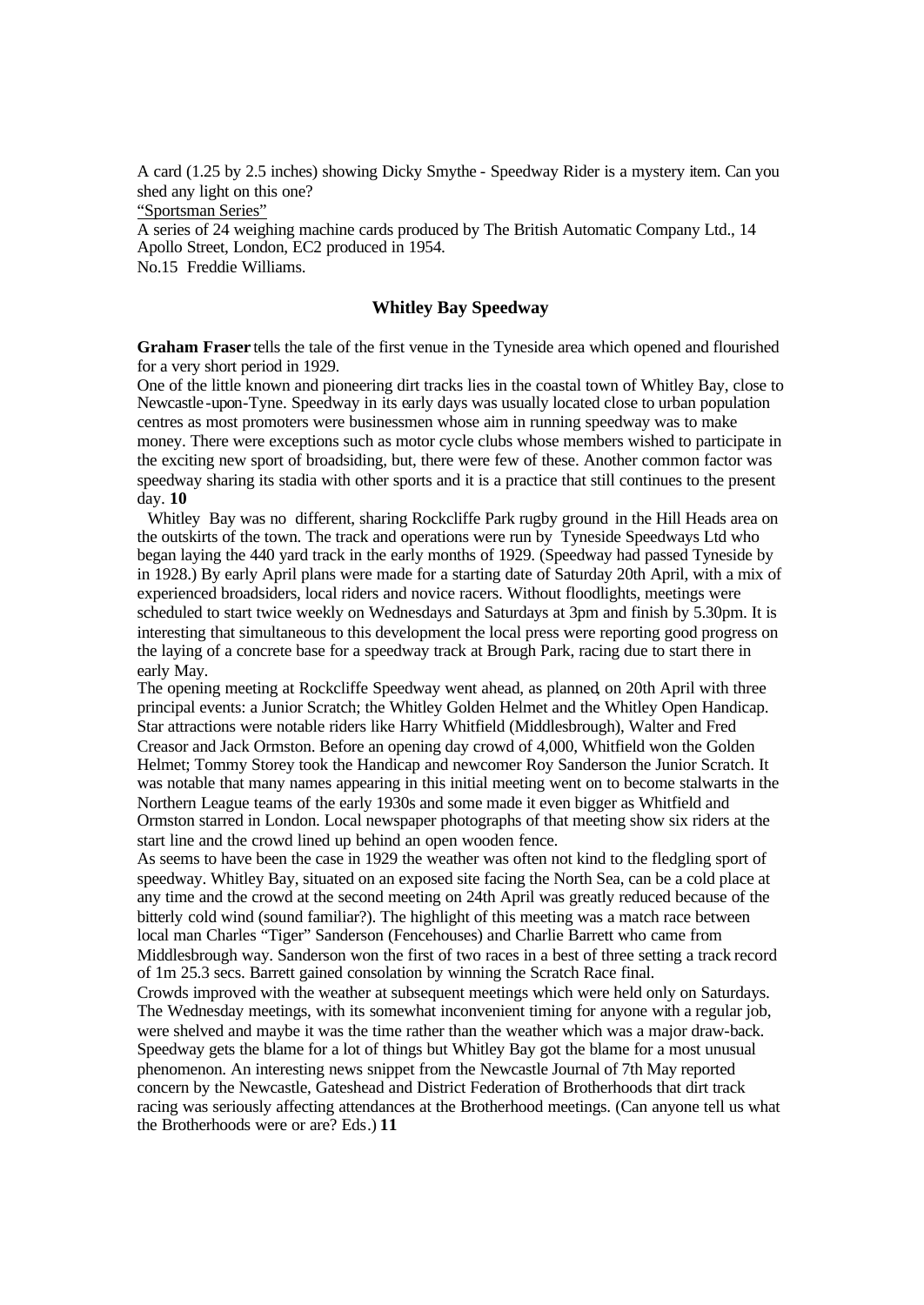A card (1.25 by 2.5 inches) showing Dicky Smythe - Speedway Rider is a mystery item. Can you shed any light on this one?

"Sportsman Series"

A series of 24 weighing machine cards produced by The British Automatic Company Ltd., 14 Apollo Street, London, EC2 produced in 1954.

No.15 Freddie Williams.

## Whitley Bay Speedway

**Graham Fraser** tells the tale of the first venue in the Tyneside area which opened and flourished for a very short period in 1929.

One of the little known and pioneering dirt tracks lies in the coastal town of Whitley Bay, close to Newcastle-upon-Tyne. Speedway in its early days was usually located close to urban population centres as most promoters were businessmen whose aim in running speedway was to make money. There were exceptions such as motor cycle clubs whose members wished to participate in the exciting new sport of broadsiding, but, there were few of these. Another common factor was speedway sharing its stadia with other sports and it is a practice that still continues to the present day. **10**

Whitley Bay was no different, sharing Rockcliffe Park rugby ground in the Hill Heads area on the outskirts of the town. The track and operations were run by Tyneside Speedways Ltd who began laying the 440 yard track in the early months of 1929. (Speedway had passed Tyneside by in 1928.) By early April plans were made for a starting date of Saturday 20th April, with a mix of experienced broadsiders, local riders and novice racers. Without floodlights, meetings were scheduled to start twice weekly on Wednesdays and Saturdays at 3pm and finish by 5.30pm. It is interesting that simultaneous to this development the local press were reporting good progress on the laying of a concrete base for a speedway track at Brough Park, racing due to start there in early May.

The opening meeting at Rockcliffe Speedway went ahead, as planned, on 20th April with three principal events: a Junior Scratch; the Whitley Golden Helmet and the Whitley Open Handicap. Star attractions were notable riders like Harry Whitfield (Middlesbrough), Walter and Fred Creasor and Jack Ormston. Before an opening day crowd of 4,000, Whitfield won the Golden Helmet; Tommy Storey took the Handicap and newcomer Roy Sanderson the Junior Scratch. It was notable that many names appearing in this initial meeting went on to become stalwarts in the Northern League teams of the early 1930s and some made it even bigger as Whitfield and Ormston starred in London. Local newspaper photographs of that meeting show six riders at the start line and the crowd lined up behind an open wooden fence.

As seems to have been the case in 1929 the weather was often not kind to the fledgling sport of speedway. Whitley Bay, situated on an exposed site facing the North Sea, can be a cold place at any time and the crowd at the second meeting on 24th April was greatly reduced because of the bitterly cold wind (sound familiar?). The highlight of this meeting was a match race between local man Charles "Tiger" Sanderson (Fencehouses) and Charlie Barrett who came from Middlesbrough way. Sanderson won the first of two races in a best of three setting a track record of 1m 25.3 secs. Barrett gained consolation by winning the Scratch Race final.

Crowds improved with the weather at subsequent meetings which were held only on Saturdays. The Wednesday meetings, with its somewhat inconvenient timing for anyone with a regular job, were shelved and maybe it was the time rather than the weather which was a major draw-back.

Speedway gets the blame for a lot of things but Whitley Bay got the blame for a most unusual phenomenon. An interesting news snippet from the Newcastle Journal of 7th May reported concern by the Newcastle, Gateshead and District Federation of Brotherhoods that dirt track racing was seriously affecting attendances at the Brotherhood meetings. (Can anyone tell us what the Brotherhoods were or are? Eds.) **11**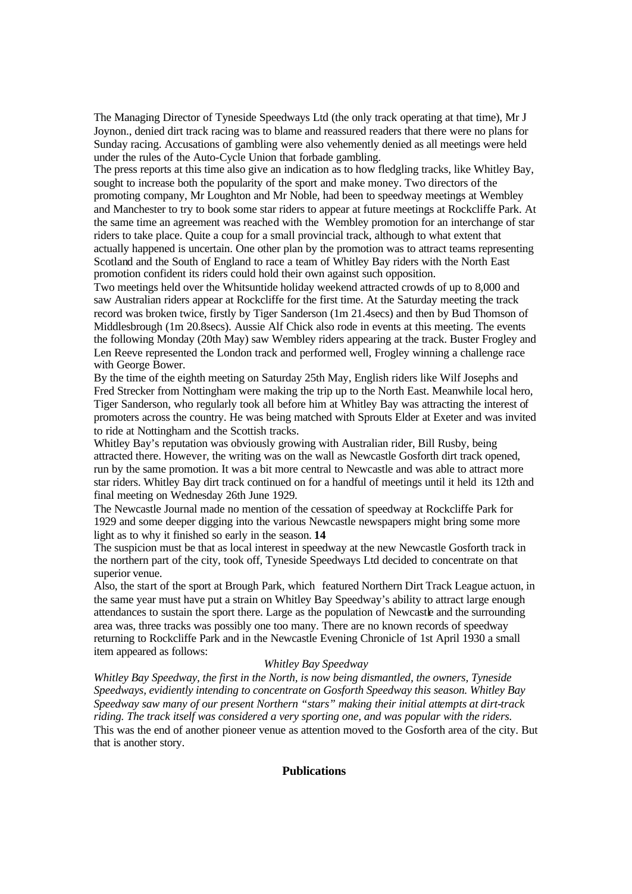The Managing Director of Tyneside Speedways Ltd (the only track operating at that time), Mr J Joynon., denied dirt track racing was to blame and reassured readers that there were no plans for Sunday racing. Accusations of gambling were also vehemently denied as all meetings were held under the rules of the Auto-Cycle Union that forbade gambling.

The press reports at this time also give an indication as to how fledgling tracks, like Whitley Bay, sought to increase both the popularity of the sport and make money. Two directors of the promoting company, Mr Loughton and Mr Noble, had been to speedway meetings at Wembley and Manchester to try to book some star riders to appear at future meetings at Rockcliffe Park. At the same time an agreement was reached with the Wembley promotion for an interchange of star riders to take place. Quite a coup for a small provincial track, although to what extent that actually happened is uncertain. One other plan by the promotion was to attract teams representing Scotland and the South of England to race a team of Whitley Bay riders with the North East promotion confident its riders could hold their own against such opposition.

Two meetings held over the Whitsuntide holiday weekend attracted crowds of up to 8,000 and saw Australian riders appear at Rockcliffe for the first time. At the Saturday meeting the track record was broken twice, firstly by Tiger Sanderson (1m 21.4secs) and then by Bud Thomson of Middlesbrough (1m 20.8secs). Aussie Alf Chick also rode in events at this meeting. The events the following Monday (20th May) saw Wembley riders appearing at the track. Buster Frogley and Len Reeve represented the London track and performed well, Frogley winning a challenge race with George Bower.

By the time of the eighth meeting on Saturday 25th May, English riders like Wilf Josephs and Fred Strecker from Nottingham were making the trip up to the North East. Meanwhile local hero, Tiger Sanderson, who regularly took all before him at Whitley Bay was attracting the interest of promoters across the country. He was being matched with Sprouts Elder at Exeter and was invited to ride at Nottingham and the Scottish tracks.

Whitley Bay's reputation was obviously growing with Australian rider, Bill Rusby, being attracted there. However, the writing was on the wall as Newcastle Gosforth dirt track opened, run by the same promotion. It was a bit more central to Newcastle and was able to attract more star riders. Whitley Bay dirt track continued on for a handful of meetings until it held its 12th and final meeting on Wednesday 26th June 1929.

The Newcastle Journal made no mention of the cessation of speedway at Rockcliffe Park for 1929 and some deeper digging into the various Newcastle newspapers might bring some more light as to why it finished so early in the season. **14**

The suspicion must be that as local interest in speedway at the new Newcastle Gosforth track in the northern part of the city, took off, Tyneside Speedways Ltd decided to concentrate on that superior venue.

Also, the start of the sport at Brough Park, which featured Northern Dirt Track League actuon, in the same year must have put a strain on Whitley Bay Speedway's ability to attract large enough attendances to sustain the sport there. Large as the population of Newcastle and the surrounding area was, three tracks was possibly one too many. There are no known records of speedway returning to Rockcliffe Park and in the Newcastle Evening Chronicle of 1st April 1930 a small item appeared as follows:

*Whitley Bay Speedway*

*Whitley Bay Speedway, the first in the North, is now being dismantled, the owners, Tyneside Speedways, evidiently intending to concentrate on Gosforth Speedway this season. Whitley Bay Speedway saw many of our present Northern "stars" making their initial attempts at dirt-track riding. The track itself was considered a very sporting one, and was popular with the riders.*

This was the end of another pioneer venue as attention moved to the Gosforth area of the city. But that is another story.

## Publications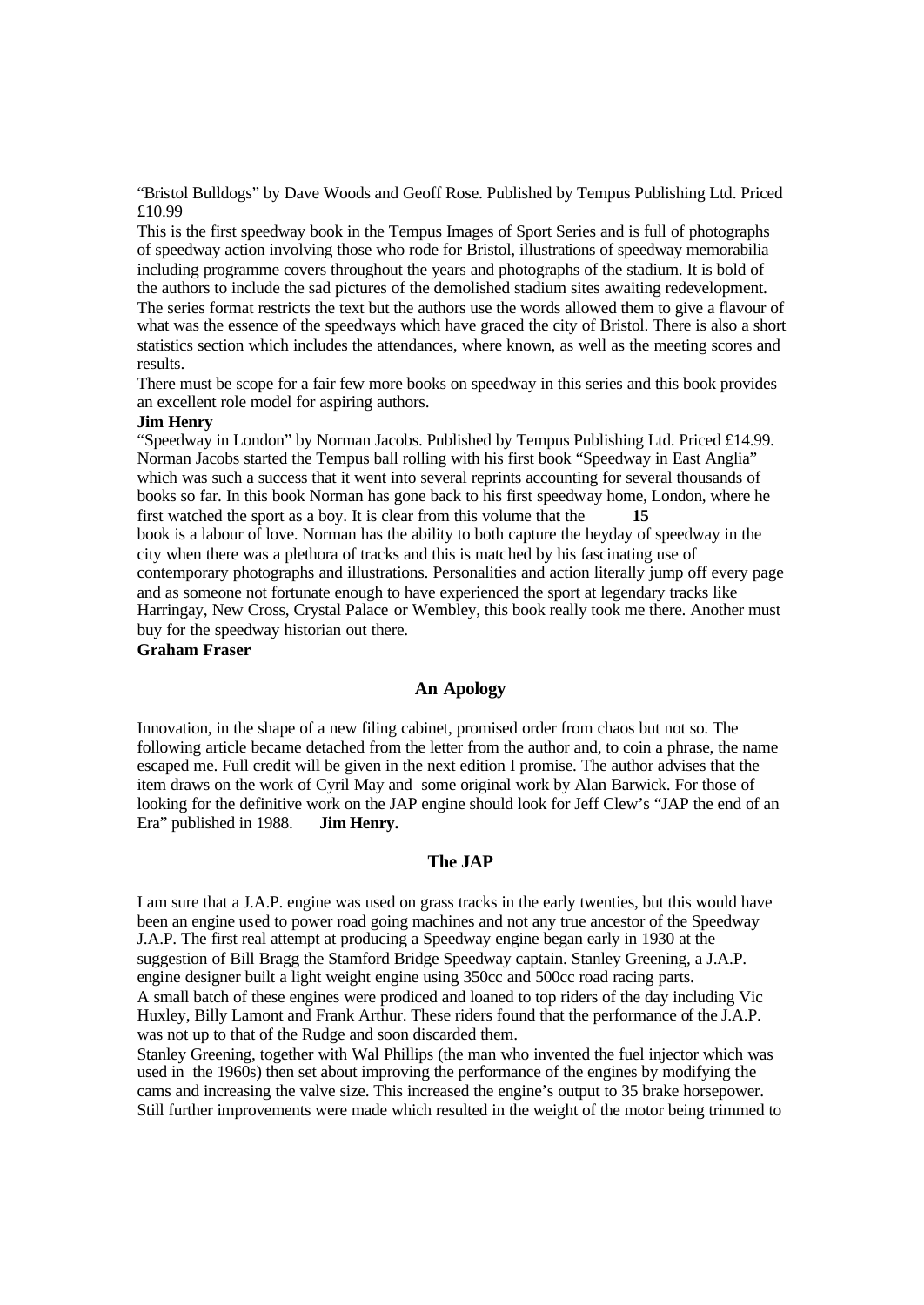"Bristol Bulldogs" by Dave Woods and Geoff Rose. Published by Tempus Publishing Ltd. Priced £10.99

This is the first speedway book in the Tempus Images of Sport Series and is full of photographs of speedway action involving those who rode for Bristol, illustrations of speedway memorabilia including programme covers throughout the years and photographs of the stadium. It is bold of the authors to include the sad pictures of the demolished stadium sites awaiting redevelopment. The series format restricts the text but the authors use the words allowed them to give a flavour of what was the essence of the speedways which have graced the city of Bristol. There is also a short statistics section which includes the attendances, where known, as well as the meeting scores and results.

There must be scope for a fair few more books on speedway in this series and this book provides an excellent role model for aspiring authors.

**Jim Henry**

"Speedway in London" by Norman Jacobs. Published by Tempus Publishing Ltd. Priced £14.99. Norman Jacobs started the Tempus ball rolling with his first book "Speedway in East Anglia" which was such a success that it went into several reprints accounting for several thousands of books so far. In this book Norman has gone back to his first speedway home, London, where he first watched the sport as a boy. It is clear from this volume that the book is a labour of love. Norman has the ability to both capture the heyday of speedway in the city when there was a plethora of tracks and this is matched by his fascinating use of contemporary photographs and illustrations. Personalities and action literally jump off every page and as someone not fortunate enough to have experienced the sport at legendary tracks like Harringay, New Cross, Crystal Palace or Wembley, this book really took me there. Another must buy for the speedway historian out there.

**Graham Fraser**

## An Apology

Innovation, in the shape of a new filing cabinet, promised order from chaos but not so. The following article became detached from the letter from the author and, to coin a phrase, the name escaped me. Full credit will be given in the next edition I promise. The author advises that the item draws on the work of Cyril May and some original work by Alan Barwick. For those of looking for the definitive work on the JAP engine should look for Jeff Clew's "JAP the end of an Era" published in 1988. **Jim Henry.**

## The JAP

I am sure that a J.A.P. engine was used on grass tracks in the early twenties, but this would have been an engine used to power road going machines and not any true ancestor of the Speedway J.A.P. The first real attempt at producing a Speedway engine began early in 1930 at the suggestion of Bill Bragg the Stamford Bridge Speedway captain. Stanley Greening, a J.A.P. engine designer built a light weight engine using 350cc and 500cc road racing parts.

A small batch of these engines were prodiced and loaned to top riders of the day including Vic Huxley, Billy Lamont and Frank Arthur. These riders found that the performance of the J.A.P. was not up to that of the Rudge and soon discarded them.

Stanley Greening, together with Wal Phillips (the man who invented the fuel injector which was used in the 1960s) then set about improving the performance of the engines by modifying the cams and increasing the valve size. This increased the engine's output to 35 brake horsepower. Still further improvements were made which resulted in the weight of the motor being trimmed to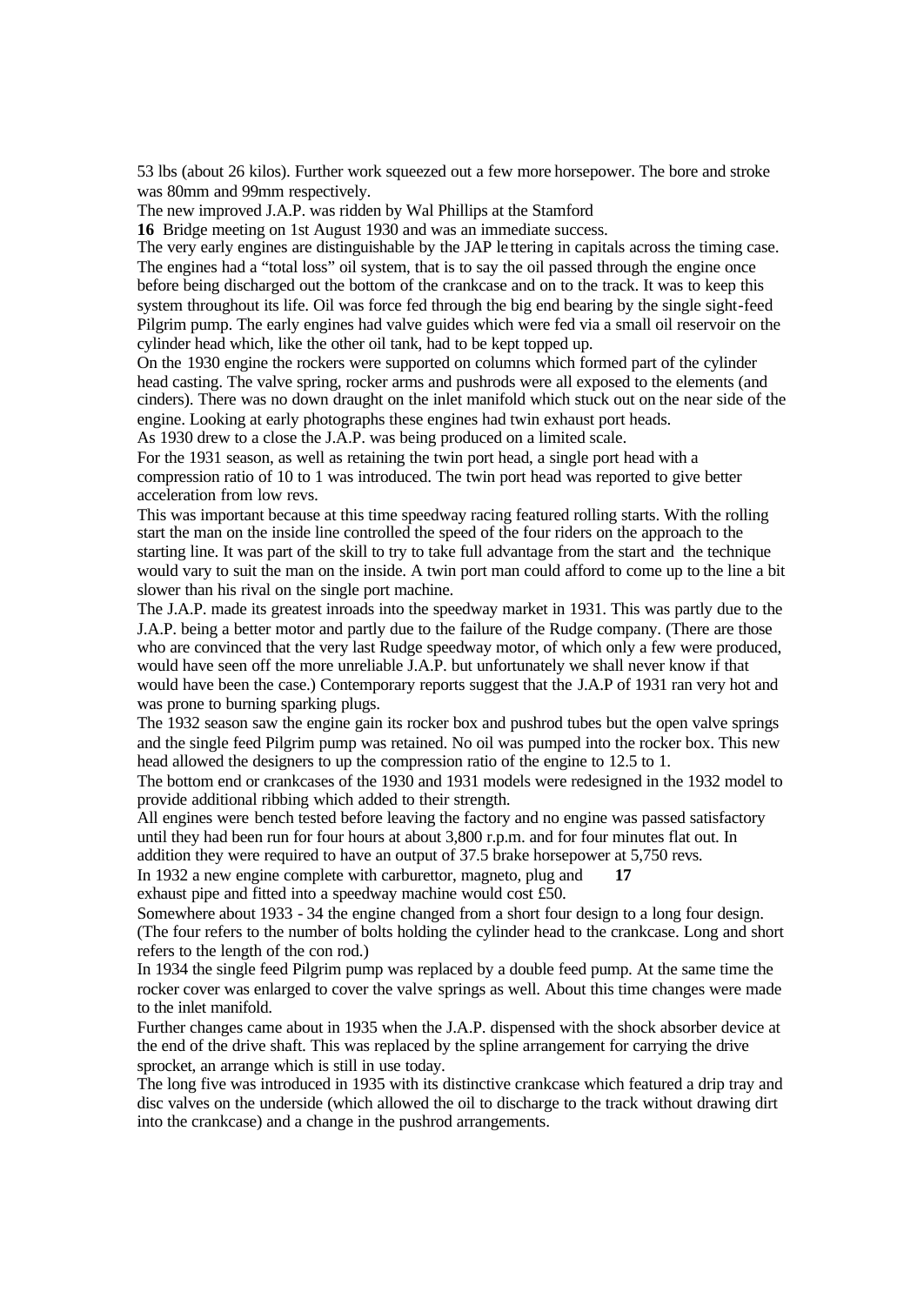53 lbs (about 26 kilos). Further work squeezed out a few more horsepower. The bore and stroke was 80mm and 99mm respectively.

The new improved J.A.P. was ridden by Wal Phillips at the Stamford Bridge meeting on 1st August 1930 and was an immediate success.

The very early engines are distinguishable by the JAP lettering in capitals across the timing case. The engines had a "total loss" oil system, that is to say the oil passed through the engine once before being discharged out the bottom of the crankcase and on to the track. It was to keep this system throughout its life. Oil was force fed through the big end bearing by the single sight-feed Pilgrim pump. The early engines had valve guides which were fed via a small oil reservoir on the cylinder head which, like the other oil tank, had to be kept topped up.

On the 1930 engine the rockers were supported on columns which formed part of the cylinder head casting. The valve spring, rocker arms and pushrods were all exposed to the elements (and cinders). There was no down draught on the inlet manifold which stuck out on the near side of the engine. Looking at early photographs these engines had twin exhaust port heads.

As 1930 drew to a close the J.A.P. was being produced on a limited scale.

For the 1931 season, as well as retaining the twin port head, a single port head with a compression ratio of 10 to 1 was introduced. The twin port head was reported to give better acceleration from low revs.

This was important because at this time speedway racing featured rolling starts. With the rolling start the man on the inside line controlled the speed of the four riders on the approach to the starting line. It was part of the skill to try to take full advantage from the start and the technique would vary to suit the man on the inside. A twin port man could afford to come up to the line a bit slower than his rival on the single port machine.

The J.A.P. made its greatest inroads into the speedway market in 1931. This was partly due to the J.A.P. being a better motor and partly due to the failure of the Rudge company. (There are those who are convinced that the very last Rudge speedway motor, of which only a few were produced, would have seen off the more unreliable J.A.P. but unfortunately we shall never know if that would have been the case.) Contemporary reports suggest that the J.A.P of 1931 ran very hot and was prone to burning sparking plugs.

The 1932 season saw the engine gain its rocker box and pushrod tubes but the open valve springs and the single feed Pilgrim pump was retained. No oil was pumped into the rocker box. This new head allowed the designers to up the compression ratio of the engine to 12.5 to 1.

The bottom end or crankcases of the 1930 and 1931 models were redesigned in the 1932 model to provide additional ribbing which added to their strength.

All engines were bench tested before leaving the factory and no engine was passed satisfactory until they had been run for four hours at about 3,800 r.p.m. and for four minutes flat out. In addition they were required to have an output of 37.5 brake horsepower at 5,750 revs.

In 1932 a new engine complete with carburettor, magneto, plug and exhaust pipe and fitted into a speedway machine would cost £50.

Somewhere about 1933 - 34 the engine changed from a short four design to a long four design. (The four refers to the number of bolts holding the cylinder head to the crankcase. Long and short refers to the length of the con rod.)

In 1934 the single feed Pilgrim pump was replaced by a double feed pump. At the same time the rocker cover was enlarged to cover the valve springs as well. About this time changes were made to the inlet manifold.

Further changes came about in 1935 when the J.A.P. dispensed with the shock absorber device at the end of the drive shaft. This was replaced by the spline arrangement for carrying the drive sprocket, an arrange which is still in use today.

The long five was introduced in 1935 with its distinctive crankcase which featured a drip tray and disc valves on the underside (which allowed the oil to discharge to the track without drawing dirt into the crankcase) and a change in the pushrod arrangements.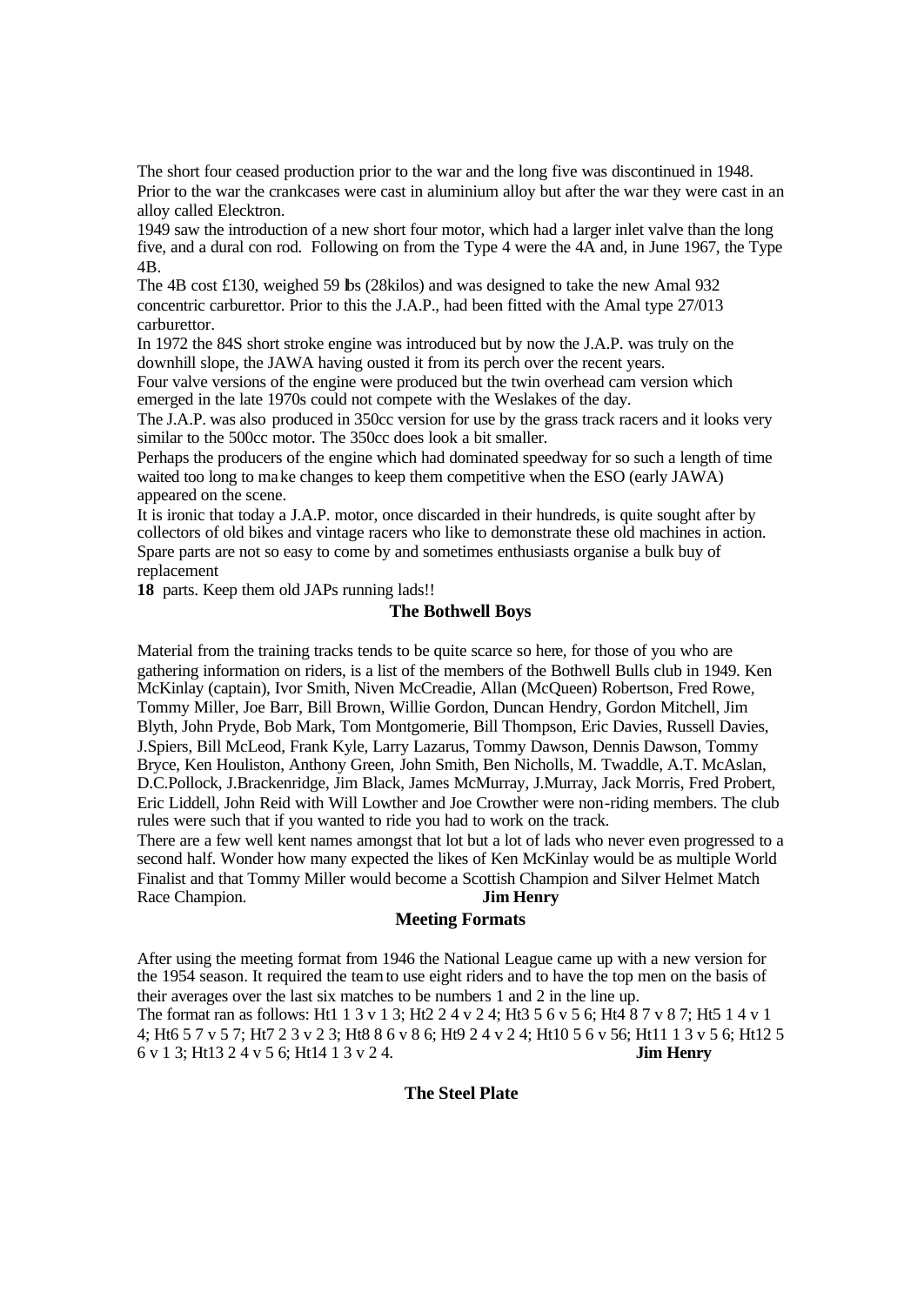The short four ceased production prior to the war and the long five was discontinued in 1948. Prior to the war the crankcases were cast in aluminium alloy but after the war they were cast in an alloy called Elecktron.

1949 saw the introduction of a new short four motor, which had a larger inlet valve than the long five, and a dural con rod. Following on from the Type 4 were the 4A and, in June 1967, the Type 4B.

The 4B cost £130, weighed 59 lbs (28kilos) and was designed to take the new Amal 932 concentric carburettor. Prior to this the J.A.P., had been fitted with the Amal type 27/013 carburettor.

In 1972 the 84S short stroke engine was introduced but by now the J.A.P. was truly on the downhill slope, the JAWA having ousted it from its perch over the recent years.

Four valve versions of the engine were produced but the twin overhead cam version which emerged in the late 1970s could not compete with the Weslakes of the day.

The J.A.P. was also produced in 350cc version for use by the grass track racers and it looks very similar to the 500cc motor. The 350cc does look a bit smaller.

Perhaps the producers of the engine which had dominated speedway for so such a length of time waited too long to make changes to keep them competitive when the ESO (early JAWA) appeared on the scene.

It is ironic that today a J.A.P. motor, once discarded in their hundreds, is quite sought after by collectors of old bikes and vintage racers who like to demonstrate these old machines in action. Spare parts are not so easy to come by and sometimes enthusiasts organise a bulk buy of replacement parts. Keep them old JAPs running lads!!

### The Bothwell Boys

Material from the training tracks tends to be quite scarce so here, for those of you who are gathering information on riders, is a list of the members of the Bothwell Bulls club in 1949. Ken McKinlay (captain), Ivor Smith, Niven McCreadie, Allan (McQueen) Robertson, Fred Rowe, Tommy Miller, Joe Barr, Bill Brown, Willie Gordon, Duncan Hendry, Gordon Mitchell, Jim Blyth, John Pryde, Bob Mark, Tom Montgomerie, Bill Thompson, Eric Davies, Russell Davies, J.Spiers, Bill McLeod, Frank Kyle, Larry Lazarus, Tommy Dawson, Dennis Dawson, Tommy Bryce, Ken Houliston, Anthony Green, John Smith, Ben Nicholls, M. Twaddle, A.T. McAslan, D.C.Pollock, J.Brackenridge, Jim Black, James McMurray, J.Murray, Jack Morris, Fred Probert, Eric Liddell, John Reid with Will Lowther and Joe Crowther were non-riding members. The club rules were such that if you wanted to ride you had to work on the track.

There are a few well kent names amongst that lot but a lot of lads who never even progressed to a second half. Wonder how many expected the likes of Ken McKinlay would be as multiple World Finalist and that Tommy Miller would become a Scottish Champion and Silver Helmet Match Race Champion. **Jim Henry**

### Meeting Formats

After using the meeting format from 1946 the National League came up with a new version for the 1954 season. It required the team to use eight riders and to have the top men on the basis of their averages over the last six matches to be numbers 1 and 2 in the line up.

The format ran as follows: Ht1 1 3 v 1 3; Ht2 2 4 v 2 4; Ht3 5 6 v 5 6; Ht4 8 7 v 8 7; Ht5 1 4 v 1 4; Ht6 5 7 v 5 7; Ht7 2 3 v 2 3; Ht8 8 6 v 8 6; Ht9 2 4 v 2 4; Ht10 5 6 v 56; Ht11 1 3 v 5 6; Ht12 5 6 v 1 3; Ht13 2 4 v 5 6; Ht14 1 3 v 2 4. **Jim Henry**

### The Steel Plate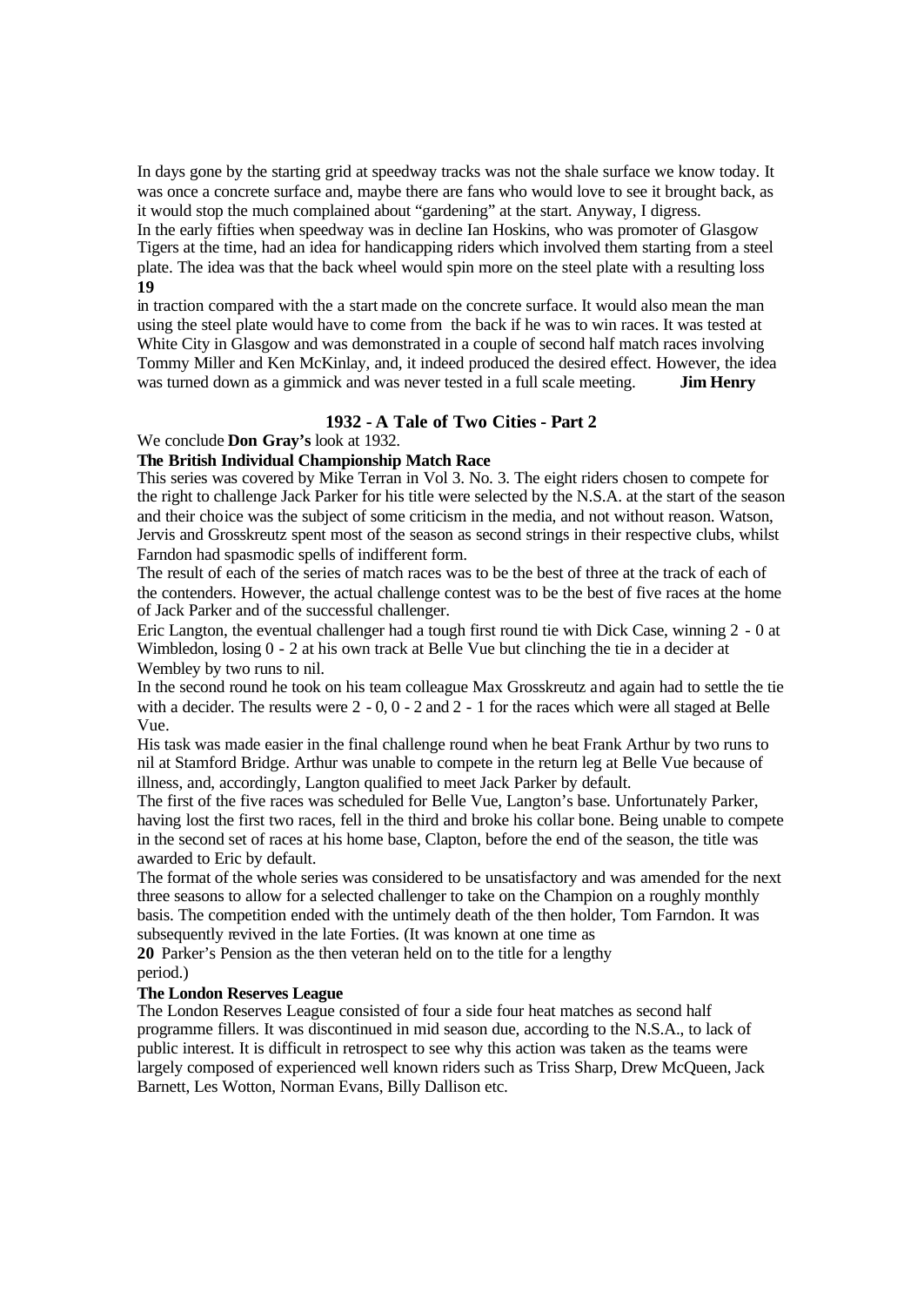In days gone by the starting grid at speedway tracks was not the shale surface we know today. It was once a concrete surface and, maybe there are fans who would love to see it brought back, as it would stop the much complained about "gardening" at the start. Anyway, I digress.

In the early fifties when speedway was in decline Ian Hoskins, who was promoter of Glasgow Tigers at the time, had an idea for handicapping riders which involved them starting from a steel plate. The idea was that the back wheel would spin more on the steel plate with a resulting loss in traction compared with the a start made on the concrete surface. It would also mean the man using the steel plate would have to come from the back if he was to win races. It was tested at White City in Glasgow and was demonstrated in a couple of second half match races involving Tommy Miller and Ken McKinlay, and, it indeed produced the desired effect. However, the idea was turned down as a gimmick and was never tested in a full scale meeting. **Jim Henry**

## 1932 - A Tale of Two Cities - Part 2

We conclude **Don Gray's** look at 1932.

**The British Individual Championship Match Race**

This series was covered by Mike Terran in Vol 3. No. 3. The eight riders chosen to compete for the right to challenge Jack Parker for his title were selected by the N.S.A. at the start of the season and their choice was the subject of some criticism in the media, and not without reason. Watson, Jervis and Grosskreutz spent most of the season as second strings in their respective clubs, whilst Farndon had spasmodic spells of indifferent form.

The result of each of the series of match races was to be the best of three at the track of each of the contenders. However, the actual challenge contest was to be the best of five races at the home of Jack Parker and of the successful challenger.

Eric Langton, the eventual challenger had a tough first round tie with Dick Case, winning 2 - 0 at Wimbledon, losing 0 - 2 at his own track at Belle Vue but clinching the tie in a decider at Wembley by two runs to nil.

In the second round he took on his team colleague Max Grosskreutz and again had to settle the tie with a decider. The results were 2 - 0, 0 - 2 and 2 - 1 for the races which were all staged at Belle Vue.

His task was made easier in the final challenge round when he beat Frank Arthur by two runs to nil at Stamford Bridge. Arthur was unable to compete in the return leg at Belle Vue because of illness, and, accordingly, Langton qualified to meet Jack Parker by default.

The first of the five races was scheduled for Belle Vue, Langton's base. Unfortunately Parker, having lost the first two races, fell in the third and broke his collar bone. Being unable to compete in the second set of races at his home base, Clapton, before the end of the season, the title was awarded to Eric by default.

The format of the whole series was considered to be unsatisfactory and was amended for the next three seasons to allow for a selected challenger to take on the Champion on a roughly monthly basis. The competition ended with the untimely death of the then holder, Tom Farndon. It was subsequently revived in the late Forties. (It was known at one time as Parker's Pension as the then veteran held on to the title for a lengthy period.)

**The London Reserves League**

The London Reserves League consisted of four a side four heat matches as second half programme fillers. It was discontinued in mid season due, according to the N.S.A., to lack of public interest. It is difficult in retrospect to see why this action was taken as the teams were largely composed of experienced well known riders such as Triss Sharp, Drew McQueen, Jack Barnett, Les Wotton, Norman Evans, Billy Dallison etc.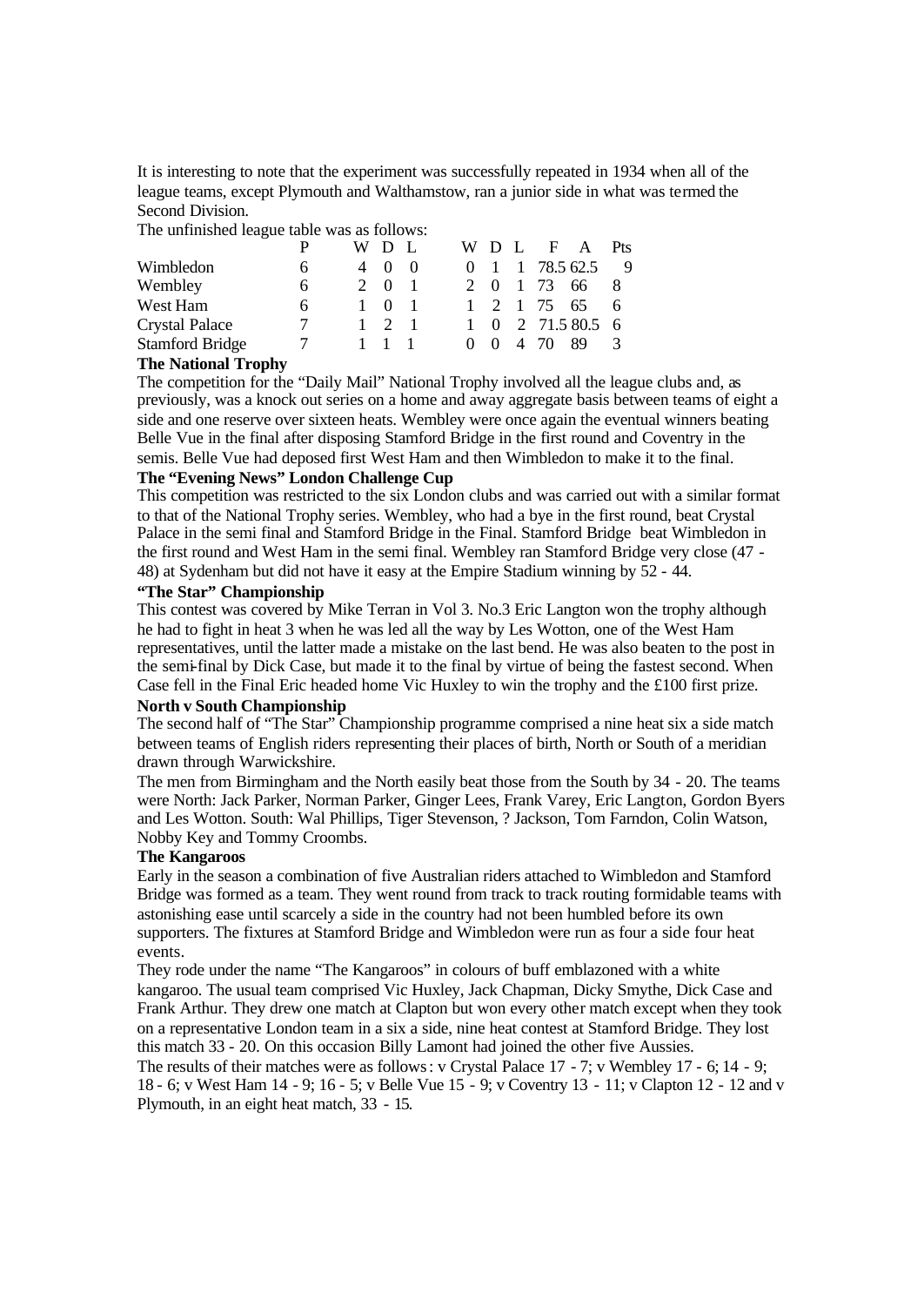It is interesting to note that the experiment was successfully repeated in 1934 when all of the league teams, except Plymouth and Walthamstow, ran a junior side in what was termed the Second Division.

The unfinished league table was as follows:

| | P | W | D | L | W | D | L | F | A | Pts |
|---|---|---|---|---|---|---|---|---|---|---|
| Wimbledon | 6 | 4 | 0 | 0 | 0 | 1 | 1 | 78.5 | 62.5 | 9 |
| Wembley | 6 | 2 | 0 | 1 | 2 | 0 | 1 | 73 | 66 | 8 |
| West Ham | 6 | 1 | 0 | 1 | 1 | 2 | 1 | 75 | 65 | 6 |
| Crystal Palace | 7 | 1 | 2 | 1 | 1 | 0 | 2 | 71.5 | 80.5 | 6 |
| Stamford Bridge | 7 | 1 | 1 | 1 | 0 | 0 | 4 | 70 | 89 | 3 |

**The National Trophy**

The competition for the "Daily Mail" National Trophy involved all the league clubs and, as previously, was a knock out series on a home and away aggregate basis between teams of eight a side and one reserve over sixteen heats. Wembley were once again the eventual winners beating Belle Vue in the final after disposing Stamford Bridge in the first round and Coventry in the semis. Belle Vue had deposed first West Ham and then Wimbledon to make it to the final.

**The "Evening News" London Challenge Cup**

This competition was restricted to the six London clubs and was carried out with a similar format to that of the National Trophy series. Wembley, who had a bye in the first round, beat Crystal Palace in the semi final and Stamford Bridge in the Final. Stamford Bridge beat Wimbledon in the first round and West Ham in the semi final. Wembley ran Stamford Bridge very close (47 - 48) at Sydenham but did not have it easy at the Empire Stadium winning by 52 - 44.

**"The Star" Championship**

This contest was covered by Mike Terran in Vol 3. No.3 Eric Langton won the trophy although he had to fight in heat 3 when he was led all the way by Les Wotton, one of the West Ham representatives, until the latter made a mistake on the last bend. He was also beaten to the post in the semi-final by Dick Case, but made it to the final by virtue of being the fastest second. When Case fell in the Final Eric headed home Vic Huxley to win the trophy and the £100 first prize.

**North v South Championship**

The second half of "The Star" Championship programme comprised a nine heat six a side match between teams of English riders representing their places of birth, North or South of a meridian drawn through Warwickshire.

The men from Birmingham and the North easily beat those from the South by 34 - 20. The teams were North: Jack Parker, Norman Parker, Ginger Lees, Frank Varey, Eric Langton, Gordon Byers and Les Wotton. South: Wal Phillips, Tiger Stevenson, ? Jackson, Tom Farndon, Colin Watson, Nobby Key and Tommy Croombs.

**The Kangaroos**

Early in the season a combination of five Australian riders attached to Wimbledon and Stamford Bridge was formed as a team. They went round from track to track routing formidable teams with astonishing ease until scarcely a side in the country had not been humbled before its own supporters. The fixtures at Stamford Bridge and Wimbledon were run as four a side four heat events.

They rode under the name "The Kangaroos" in colours of buff emblazoned with a white kangaroo. The usual team comprised Vic Huxley, Jack Chapman, Dicky Smythe, Dick Case and Frank Arthur. They drew one match at Clapton but won every other match except when they took on a representative London team in a six a side, nine heat contest at Stamford Bridge. They lost this match 33 - 20. On this occasion Billy Lamont had joined the other five Aussies.

The results of their matches were as follows: v Crystal Palace 17 - 7; v Wembley 17 - 6; 14 - 9; 18 - 6; v West Ham 14 - 9; 16 - 5; v Belle Vue 15 - 9; v Coventry 13 - 11; v Clapton 12 - 12 and v Plymouth, in an eight heat match, 33 - 15.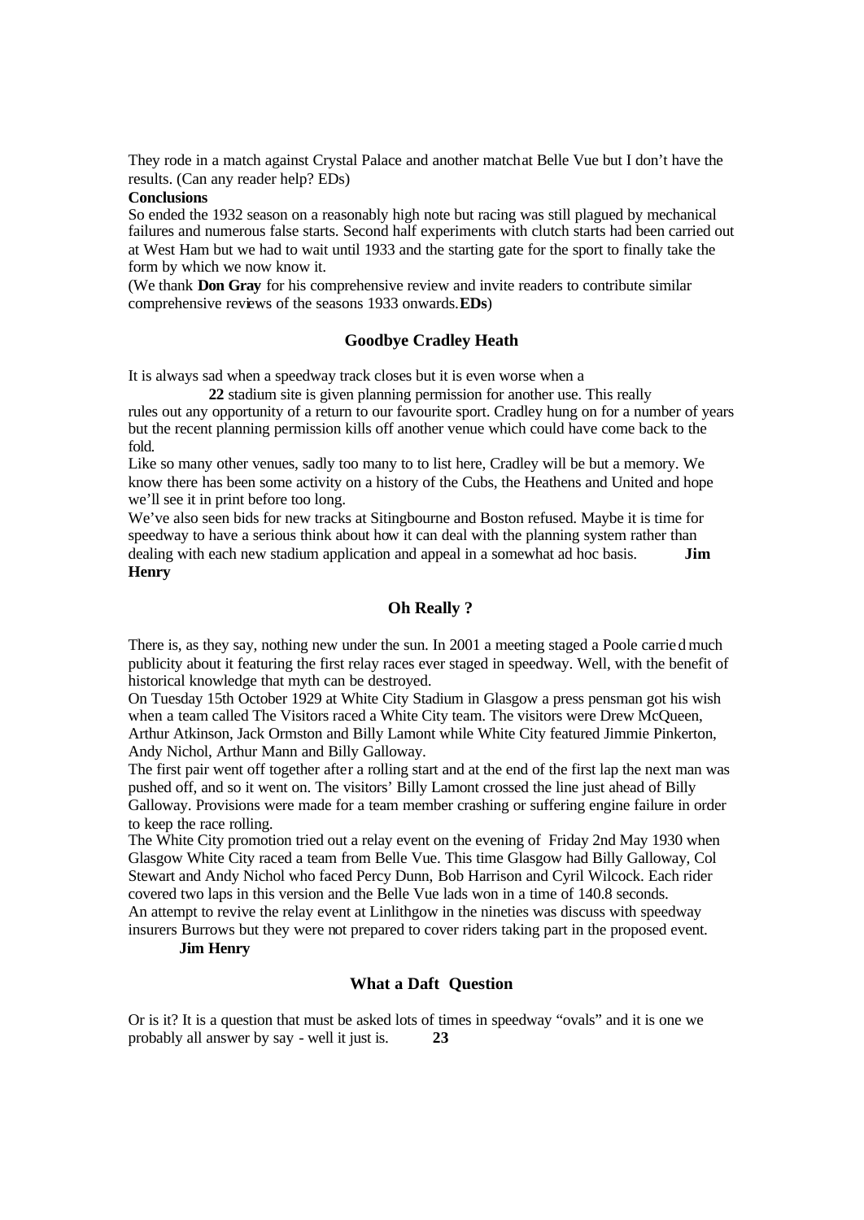They rode in a match against Crystal Palace and another match at Belle Vue but I don't have the results. (Can any reader help? EDs)

**Conclusions**

So ended the 1932 season on a reasonably high note but racing was still plagued by mechanical failures and numerous false starts. Second half experiments with clutch starts had been carried out at West Ham but we had to wait until 1933 and the starting gate for the sport to finally take the form by which we now know it.

(We thank **Don Gray** for his comprehensive review and invite readers to contribute similar comprehensive reviews of the seasons 1933 onwards. **EDs**)

## Goodbye Cradley Heath

It is always sad when a speedway track closes but it is even worse when a stadium site is given planning permission for another use. This really rules out any opportunity of a return to our favourite sport. Cradley hung on for a number of years but the recent planning permission kills off another venue which could have come back to the fold.

Like so many other venues, sadly too many to to list here, Cradley will be but a memory. We know there has been some activity on a history of the Cubs, the Heathens and United and hope we'll see it in print before too long.

We've also seen bids for new tracks at Sitingbourne and Boston refused. Maybe it is time for speedway to have a serious think about how it can deal with the planning system rather than dealing with each new stadium application and appeal in a somewhat ad hoc basis. **Jim Henry**

## Oh Really ?

There is, as they say, nothing new under the sun. In 2001 a meeting staged a Poole carried much publicity about it featuring the first relay races ever staged in speedway. Well, with the benefit of historical knowledge that myth can be destroyed.

On Tuesday 15th October 1929 at White City Stadium in Glasgow a press pensman got his wish when a team called The Visitors raced a White City team. The visitors were Drew McQueen, Arthur Atkinson, Jack Ormston and Billy Lamont while White City featured Jimmie Pinkerton, Andy Nichol, Arthur Mann and Billy Galloway.

The first pair went off together after a rolling start and at the end of the first lap the next man was pushed off, and so it went on. The visitors' Billy Lamont crossed the line just ahead of Billy Galloway. Provisions were made for a team member crashing or suffering engine failure in order to keep the race rolling.

The White City promotion tried out a relay event on the evening of Friday 2nd May 1930 when Glasgow White City raced a team from Belle Vue. This time Glasgow had Billy Galloway, Col Stewart and Andy Nichol who faced Percy Dunn, Bob Harrison and Cyril Wilcock. Each rider covered two laps in this version and the Belle Vue lads won in a time of 140.8 seconds.

An attempt to revive the relay event at Linlithgow in the nineties was discuss with speedway insurers Burrows but they were not prepared to cover riders taking part in the proposed event.

**Jim Henry**

## What a Daft Question

Or is it? It is a question that must be asked lots of times in speedway "ovals" and it is one we probably all answer by say - well it just is.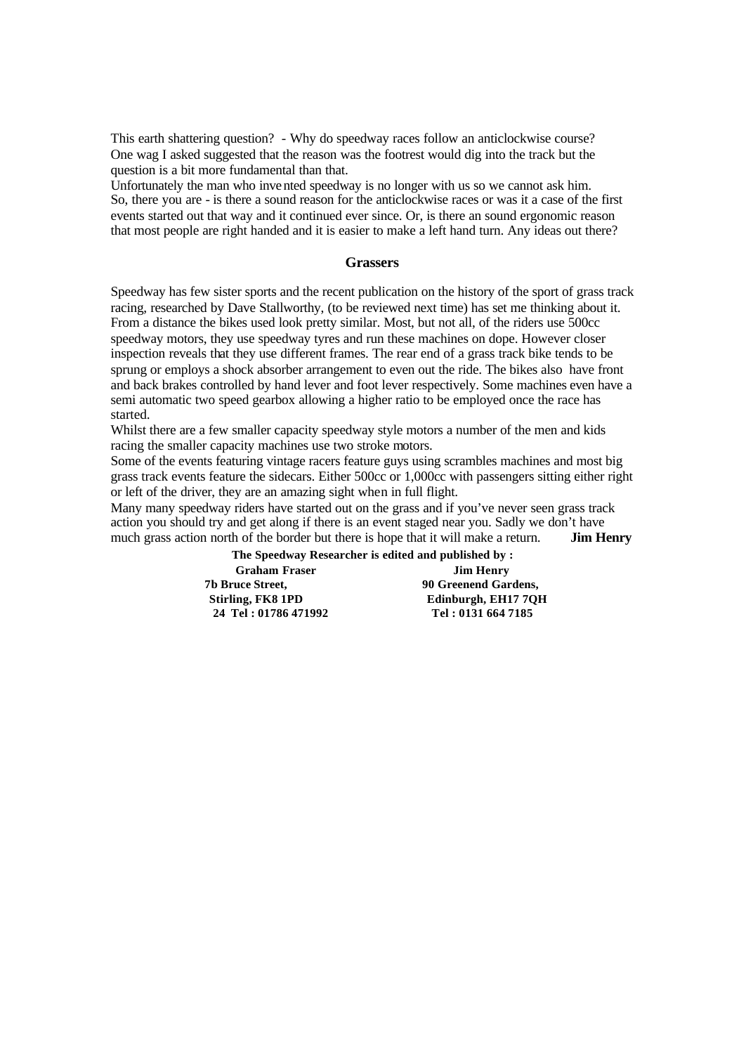This earth shattering question? - Why do speedway races follow an anticlockwise course? One wag I asked suggested that the reason was the footrest would dig into the track but the question is a bit more fundamental than that.
Unfortunately the man who invented speedway is no longer with us so we cannot ask him.
So, there you are - is there a sound reason for the anticlockwise races or was it a case of the first events started out that way and it continued ever since. Or, is there an sound ergonomic reason that most people are right handed and it is easier to make a left hand turn. Any ideas out there?

### Grassers

Speedway has few sister sports and the recent publication on the history of the sport of grass track racing, researched by Dave Stallworthy, (to be reviewed next time) has set me thinking about it. From a distance the bikes used look pretty similar. Most, but not all, of the riders use 500cc speedway motors, they use speedway tyres and run these machines on dope. However closer inspection reveals that they use different frames. The rear end of a grass track bike tends to be sprung or employs a shock absorber arrangement to even out the ride. The bikes also have front and back brakes controlled by hand lever and foot lever respectively. Some machines even have a semi automatic two speed gearbox allowing a higher ratio to be employed once the race has started.
Whilst there are a few smaller capacity speedway style motors a number of the men and kids racing the smaller capacity machines use two stroke motors.
Some of the events featuring vintage racers feature guys using scrambles machines and most big grass track events feature the sidecars. Either 500cc or 1,000cc with passengers sitting either right or left of the driver, they are an amazing sight when in full flight.
Many many speedway riders have started out on the grass and if you've never seen grass track action you should try and get along if there is an event staged near you. Sadly we don't have much grass action north of the border but there is hope that it will make a return. **Jim Henry**

**The Speedway Researcher is edited and published by :**

**Graham Fraser**
**7b Bruce Street,**
**Stirling, FK8 1PD**
**Tel : 01786 471992**

**Jim Henry**
**90 Greenend Gardens,**
**Edinburgh, EH17 7QH**
**Tel : 0131 664 7185**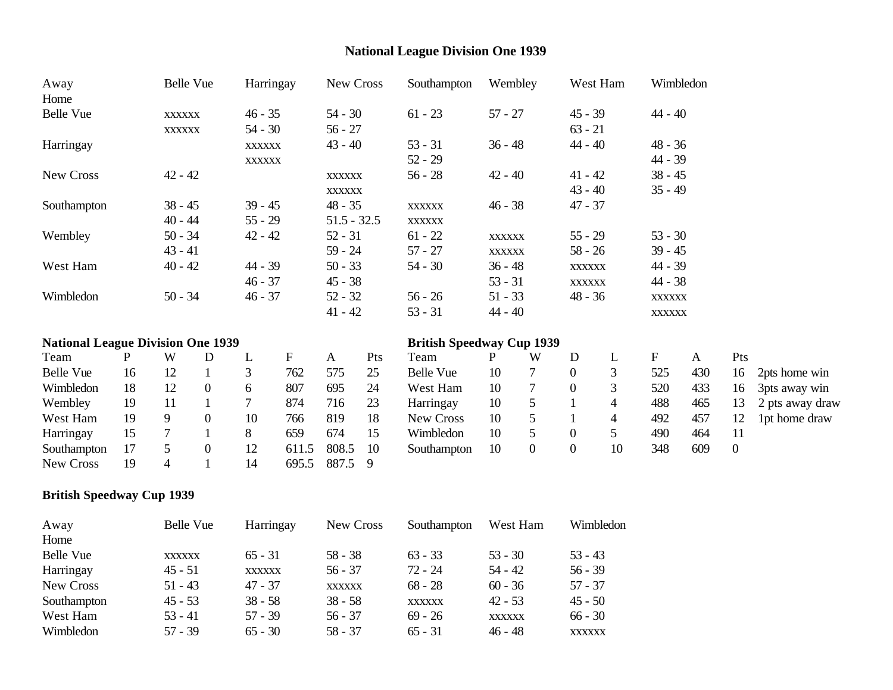## National League Division One 1939

| Away / Home | Belle Vue | Harringay | New Cross | Southampton | Wembley | West Ham | Wimbledon |
|---|---|---|---|---|---|---|---|
| Belle Vue | xxxxxx | 46 - 35 | 54 - 30 | 61 - 23 | 57 - 27 | 45 - 39 | 44 - 40 |
| | xxxxxx | 54 - 30 | 56 - 27 | | | 63 - 21 | |
| Harringay | | xxxxxx | 43 - 40 | 53 - 31 | 36 - 48 | 44 - 40 | 48 - 36 |
| | | xxxxxx | | 52 - 29 | | | 44 - 39 |
| New Cross | 42 - 42 | | xxxxxx | 56 - 28 | 42 - 40 | 41 - 42 | 38 - 45 |
| | | | xxxxxx | | | 43 - 40 | 35 - 49 |
| Southampton | 38 - 45 | 39 - 45 | 48 - 35 | xxxxxx | 46 - 38 | 47 - 37 | |
| | 40 - 44 | 55 - 29 | 51.5 - 32.5 | xxxxxx | | | |
| Wembley | 50 - 34 | 42 - 42 | 52 - 31 | 61 - 22 | xxxxxx | 55 - 29 | 53 - 30 |
| | 43 - 41 | | 59 - 24 | 57 - 27 | xxxxxx | 58 - 26 | 39 - 45 |
| West Ham | 40 - 42 | 44 - 39 | 50 - 33 | 54 - 30 | 36 - 48 | xxxxxx | 44 - 39 |
| | | 46 - 37 | 45 - 38 | | 53 - 31 | xxxxxx | 44 - 38 |
| Wimbledon | 50 - 34 | 46 - 37 | 52 - 32 | 56 - 26 | 51 - 33 | 48 - 36 | xxxxxx |
| | | | 41 - 42 | 53 - 31 | 44 - 40 | | xxxxxx |

### National League Division One 1939

| Team | P | W | D | L | F | A | Pts |
|---|---|---|---|---|---|---|---|
| Belle Vue | 16 | 12 | 1 | 3 | 762 | 575 | 25 |
| Wimbledon | 18 | 12 | 0 | 6 | 807 | 695 | 24 |
| Wembley | 19 | 11 | 1 | 7 | 874 | 716 | 23 |
| West Ham | 19 | 9 | 0 | 10 | 766 | 819 | 18 |
| Harringay | 15 | 7 | 1 | 8 | 659 | 674 | 15 |
| Southampton | 17 | 5 | 0 | 12 | 611.5 | 808.5 | 10 |
| New Cross | 19 | 4 | 1 | 14 | 695.5 | 887.5 | 9 |

### British Speedway Cup 1939

| Team | P | W | D | L | F | A | Pts | |
|---|---|---|---|---|---|---|---|---|
| Belle Vue | 10 | 7 | 0 | 3 | 525 | 430 | 16 | 2pts home win |
| West Ham | 10 | 7 | 0 | 3 | 520 | 433 | 16 | 3pts away win |
| Harringay | 10 | 5 | 1 | 4 | 488 | 465 | 13 | 2 pts away draw |
| New Cross | 10 | 5 | 1 | 4 | 492 | 457 | 12 | 1pt home draw |
| Wimbledon | 10 | 5 | 0 | 5 | 490 | 464 | 11 | |
| Southampton | 10 | 0 | 0 | 10 | 348 | 609 | 0 | |

## British Speedway Cup 1939

| Away / Home | Belle Vue | Harringay | New Cross | Southampton | West Ham | Wimbledon |
|---|---|---|---|---|---|---|
| Belle Vue | xxxxxx | 65 - 31 | 58 - 38 | 63 - 33 | 53 - 30 | 53 - 43 |
| Harringay | 45 - 51 | xxxxxx | 56 - 37 | 72 - 24 | 54 - 42 | 56 - 39 |
| New Cross | 51 - 43 | 47 - 37 | xxxxxx | 68 - 28 | 60 - 36 | 57 - 37 |
| Southampton | 45 - 53 | 38 - 58 | 38 - 58 | xxxxxx | 42 - 53 | 45 - 50 |
| West Ham | 53 - 41 | 57 - 39 | 56 - 37 | 69 - 26 | xxxxxx | 66 - 30 |
| Wimbledon | 57 - 39 | 65 - 30 | 58 - 37 | 65 - 31 | 46 - 48 | xxxxxx |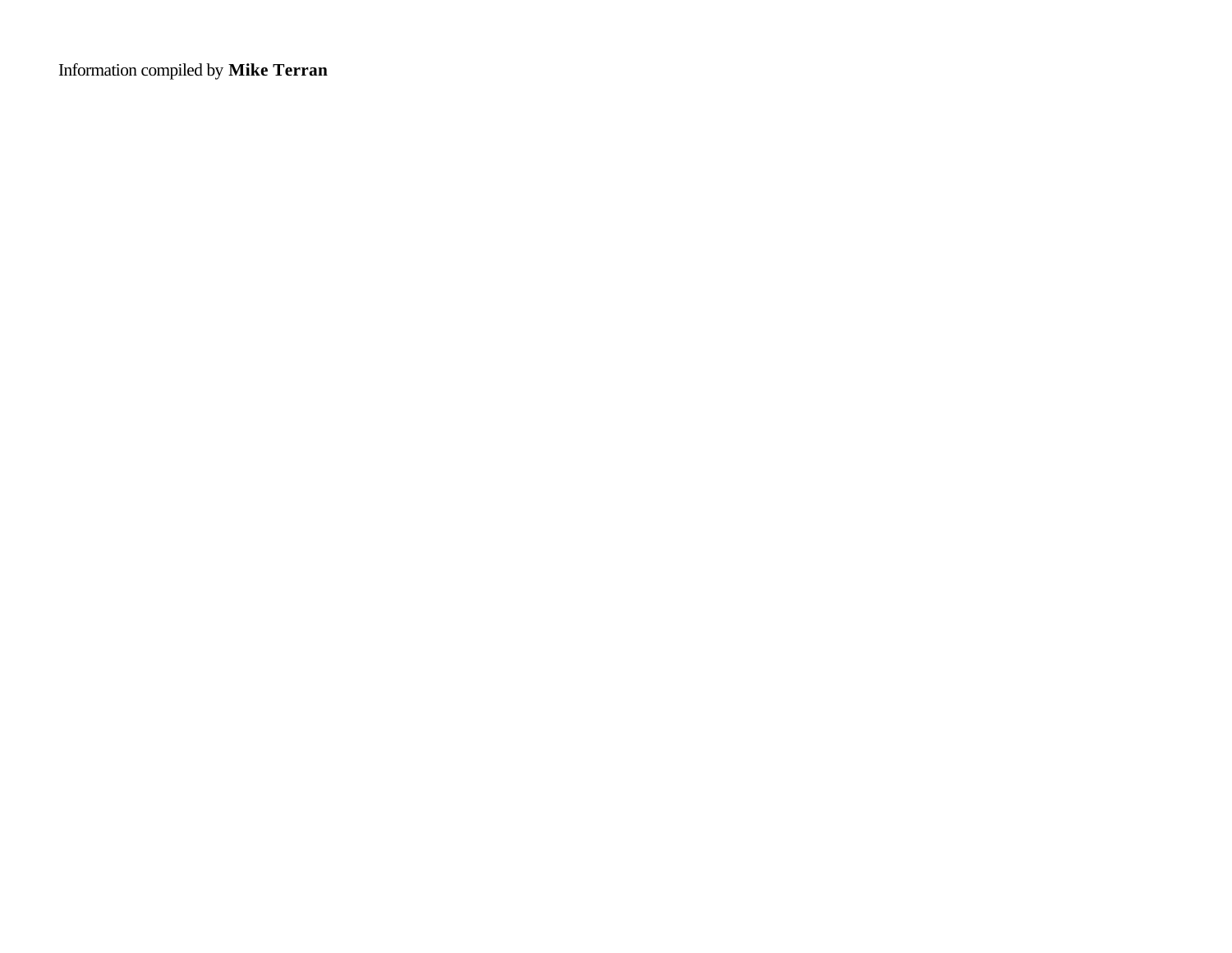Information compiled by **Mike Terran**